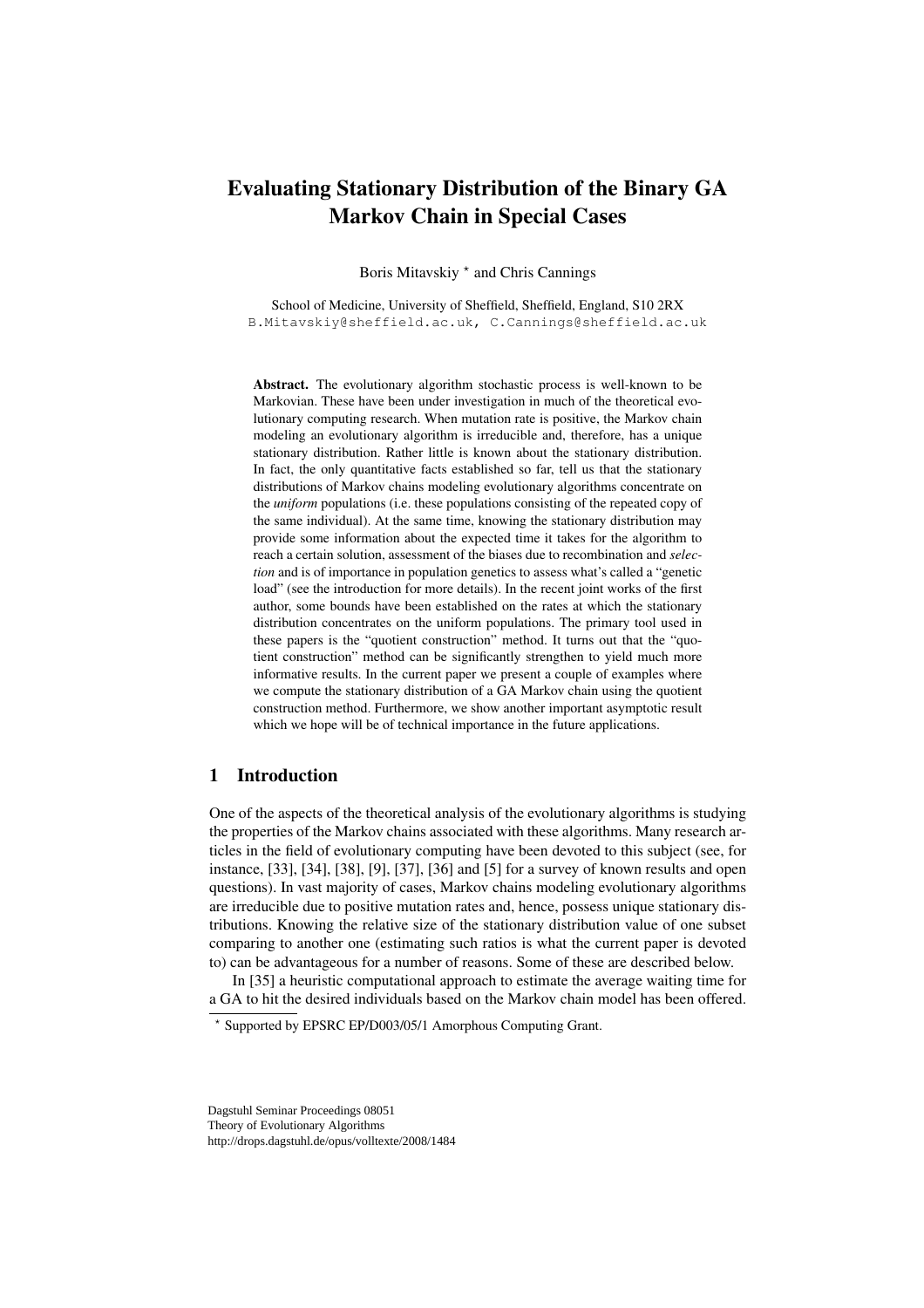# Evaluating Stationary Distribution of the Binary GA Markov Chain in Special Cases

Boris Mitavskiy * and Chris Cannings

School of Medicine, University of Sheffield, Sheffield, England, S10 2RX
B.Mitavskiy@sheffield.ac.uk, C.Cannings@sheffield.ac.uk

**Abstract.** The evolutionary algorithm stochastic process is well-known to be Markovian. These have been under investigation in much of the theoretical evolutionary computing research. When mutation rate is positive, the Markov chain modeling an evolutionary algorithm is irreducible and, therefore, has a unique stationary distribution. Rather little is known about the stationary distribution. In fact, the only quantitative facts established so far, tell us that the stationary distributions of Markov chains modeling evolutionary algorithms concentrate on the *uniform* populations (i.e. these populations consisting of the repeated copy of the same individual). At the same time, knowing the stationary distribution may provide some information about the expected time it takes for the algorithm to reach a certain solution, assessment of the biases due to recombination and *selection* and is of importance in population genetics to assess what's called a "genetic load" (see the introduction for more details). In the recent joint works of the first author, some bounds have been established on the rates at which the stationary distribution concentrates on the uniform populations. The primary tool used in these papers is the "quotient construction" method. It turns out that the "quotient construction" method can be significantly strengthen to yield much more informative results. In the current paper we present a couple of examples where we compute the stationary distribution of a GA Markov chain using the quotient construction method. Furthermore, we show another important asymptotic result which we hope will be of technical importance in the future applications.

## 1 Introduction

One of the aspects of the theoretical analysis of the evolutionary algorithms is studying the properties of the Markov chains associated with these algorithms. Many research articles in the field of evolutionary computing have been devoted to this subject (see, for instance, [33], [34], [38], [9], [37], [36] and [5] for a survey of known results and open questions). In vast majority of cases, Markov chains modeling evolutionary algorithms are irreducible due to positive mutation rates and, hence, possess unique stationary distributions. Knowing the relative size of the stationary distribution value of one subset comparing to another one (estimating such ratios is what the current paper is devoted to) can be advantageous for a number of reasons. Some of these are described below.

In [35] a heuristic computational approach to estimate the average waiting time for a GA to hit the desired individuals based on the Markov chain model has been offered.

* Supported by EPSRC EP/D003/05/1 Amorphous Computing Grant.

Dagstuhl Seminar Proceedings 08051
Theory of Evolutionary Algorithms
http://drops.dagstuhl.de/opus/volltexte/2008/1484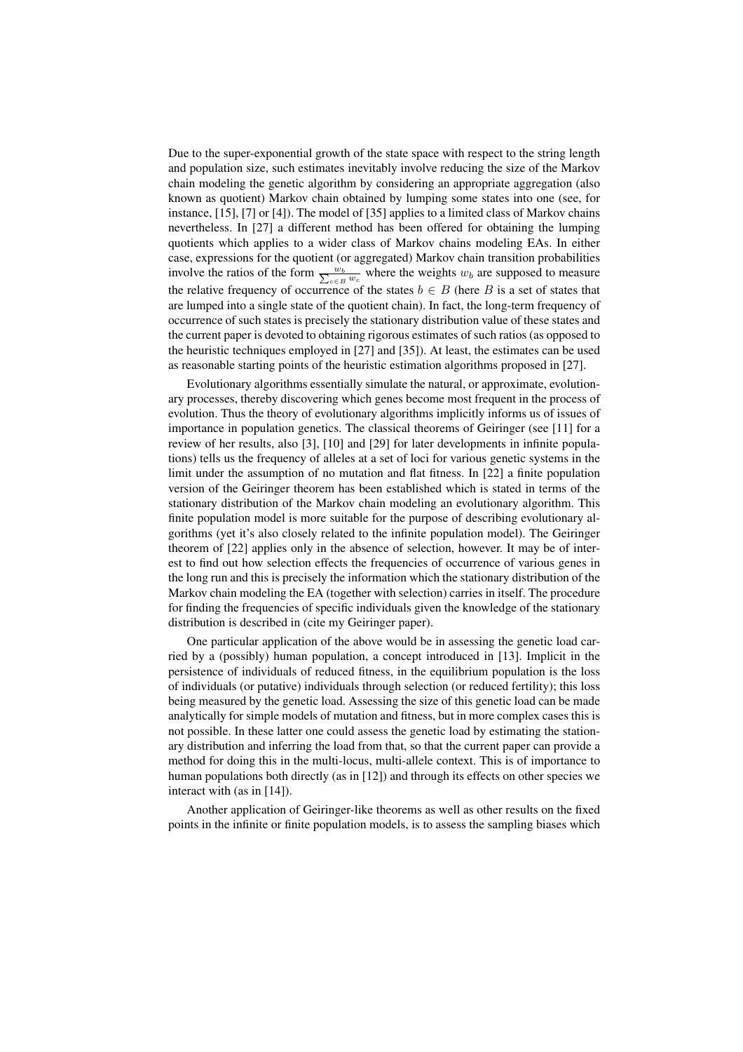Due to the super-exponential growth of the state space with respect to the string length and population size, such estimates inevitably involve reducing the size of the Markov chain modeling the genetic algorithm by considering an appropriate aggregation (also known as quotient) Markov chain obtained by lumping some states into one (see, for instance, [15], [7] or [4]). The model of [35] applies to a limited class of Markov chains nevertheless. In [27] a different method has been offered for obtaining the lumping quotients which applies to a wider class of Markov chains modeling EAs. In either case, expressions for the quotient (or aggregated) Markov chain transition probabilities involve the ratios of the form $\frac{w_b}{\sum_{c \in B} w_c}$ where the weights $w_b$ are supposed to measure the relative frequency of occurrence of the states $b \in B$ (here $B$ is a set of states that are lumped into a single state of the quotient chain). In fact, the long-term frequency of occurrence of such states is precisely the stationary distribution value of these states and the current paper is devoted to obtaining rigorous estimates of such ratios (as opposed to the heuristic techniques employed in [27] and [35]). At least, the estimates can be used as reasonable starting points of the heuristic estimation algorithms proposed in [27].

Evolutionary algorithms essentially simulate the natural, or approximate, evolutionary processes, thereby discovering which genes become most frequent in the process of evolution. Thus the theory of evolutionary algorithms implicitly informs us of issues of importance in population genetics. The classical theorems of Geiringer (see [11] for a review of her results, also [3], [10] and [29] for later developments in infinite populations) tells us the frequency of alleles at a set of loci for various genetic systems in the limit under the assumption of no mutation and flat fitness. In [22] a finite population version of the Geiringer theorem has been established which is stated in terms of the stationary distribution of the Markov chain modeling an evolutionary algorithm. This finite population model is more suitable for the purpose of describing evolutionary algorithms (yet it's also closely related to the infinite population model). The Geiringer theorem of [22] applies only in the absence of selection, however. It may be of interest to find out how selection effects the frequencies of occurrence of various genes in the long run and this is precisely the information which the stationary distribution of the Markov chain modeling the EA (together with selection) carries in itself. The procedure for finding the frequencies of specific individuals given the knowledge of the stationary distribution is described in (cite my Geiringer paper).

One particular application of the above would be in assessing the genetic load carried by a (possibly) human population, a concept introduced in [13]. Implicit in the persistence of individuals of reduced fitness, in the equilibrium population is the loss of individuals (or putative) individuals through selection (or reduced fertility); this loss being measured by the genetic load. Assessing the size of this genetic load can be made analytically for simple models of mutation and fitness, but in more complex cases this is not possible. In these latter one could assess the genetic load by estimating the stationary distribution and inferring the load from that, so that the current paper can provide a method for doing this in the multi-locus, multi-allele context. This is of importance to human populations both directly (as in [12]) and through its effects on other species we interact with (as in [14]).

Another application of Geiringer-like theorems as well as other results on the fixed points in the infinite or finite population models, is to assess the sampling biases which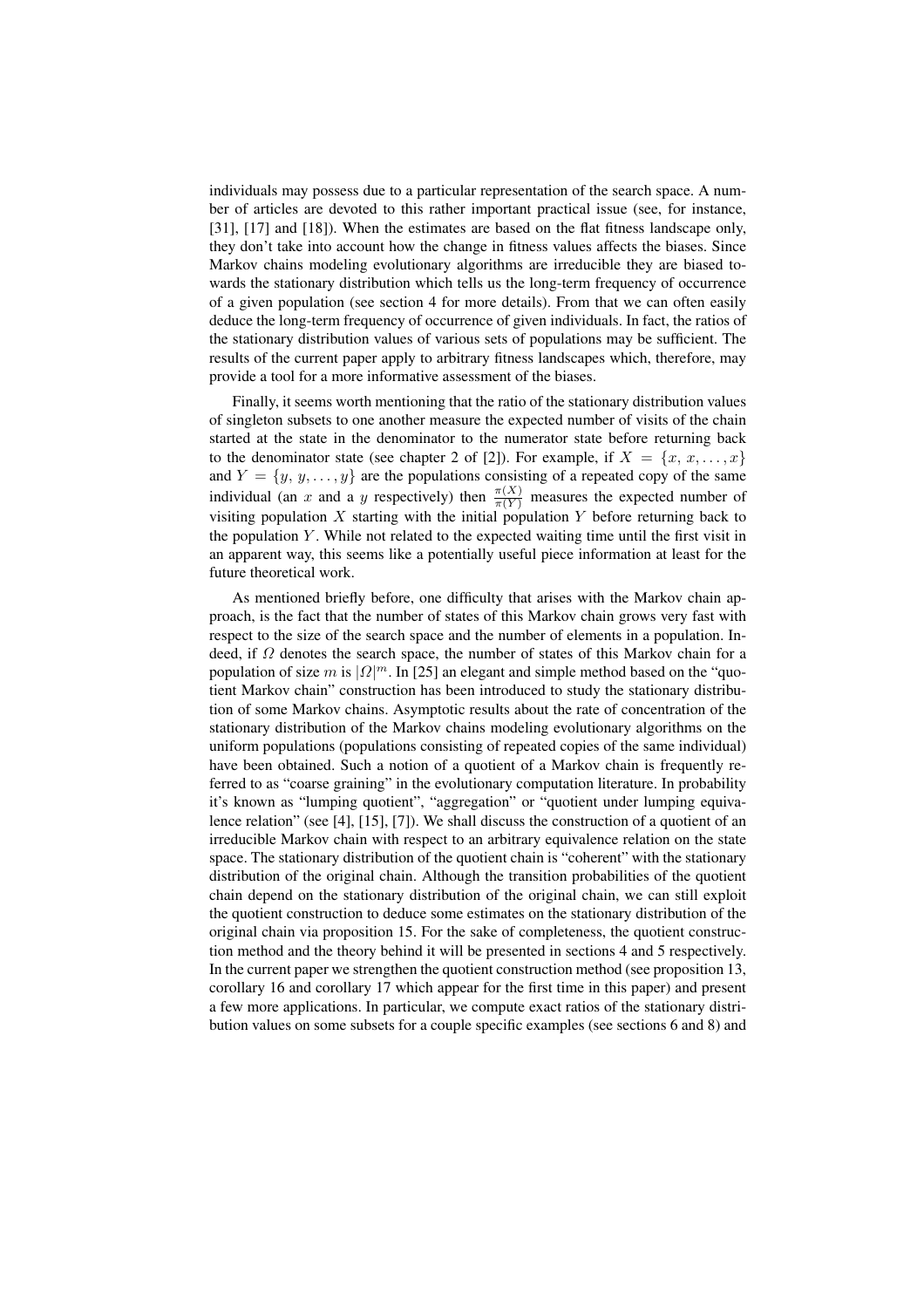individuals may possess due to a particular representation of the search space. A number of articles are devoted to this rather important practical issue (see, for instance, [31], [17] and [18]). When the estimates are based on the flat fitness landscape only, they don't take into account how the change in fitness values affects the biases. Since Markov chains modeling evolutionary algorithms are irreducible they are biased towards the stationary distribution which tells us the long-term frequency of occurrence of a given population (see section 4 for more details). From that we can often easily deduce the long-term frequency of occurrence of given individuals. In fact, the ratios of the stationary distribution values of various sets of populations may be sufficient. The results of the current paper apply to arbitrary fitness landscapes which, therefore, may provide a tool for a more informative assessment of the biases.

Finally, it seems worth mentioning that the ratio of the stationary distribution values of singleton subsets to one another measure the expected number of visits of the chain started at the state in the denominator to the numerator state before returning back to the denominator state (see chapter 2 of [2]). For example, if $X = \{x, x, \ldots, x\}$ and $Y = \{y, y, \ldots, y\}$ are the populations consisting of a repeated copy of the same individual (an $x$ and a $y$ respectively) then $\frac{\pi(X)}{\pi(Y)}$ measures the expected number of visiting population $X$ starting with the initial population $Y$ before returning back to the population $Y$. While not related to the expected waiting time until the first visit in an apparent way, this seems like a potentially useful piece information at least for the future theoretical work.

As mentioned briefly before, one difficulty that arises with the Markov chain approach, is the fact that the number of states of this Markov chain grows very fast with respect to the size of the search space and the number of elements in a population. Indeed, if $\Omega$ denotes the search space, the number of states of this Markov chain for a population of size $m$ is $|\Omega|^m$. In [25] an elegant and simple method based on the "quotient Markov chain" construction has been introduced to study the stationary distribution of some Markov chains. Asymptotic results about the rate of concentration of the stationary distribution of the Markov chains modeling evolutionary algorithms on the uniform populations (populations consisting of repeated copies of the same individual) have been obtained. Such a notion of a quotient of a Markov chain is frequently referred to as "coarse graining" in the evolutionary computation literature. In probability it's known as "lumping quotient", "aggregation" or "quotient under lumping equivalence relation" (see [4], [15], [7]). We shall discuss the construction of a quotient of an irreducible Markov chain with respect to an arbitrary equivalence relation on the state space. The stationary distribution of the quotient chain is "coherent" with the stationary distribution of the original chain. Although the transition probabilities of the quotient chain depend on the stationary distribution of the original chain, we can still exploit the quotient construction to deduce some estimates on the stationary distribution of the original chain via proposition 15. For the sake of completeness, the quotient construction method and the theory behind it will be presented in sections 4 and 5 respectively. In the current paper we strengthen the quotient construction method (see proposition 13, corollary 16 and corollary 17 which appear for the first time in this paper) and present a few more applications. In particular, we compute exact ratios of the stationary distribution values on some subsets for a couple specific examples (see sections 6 and 8) and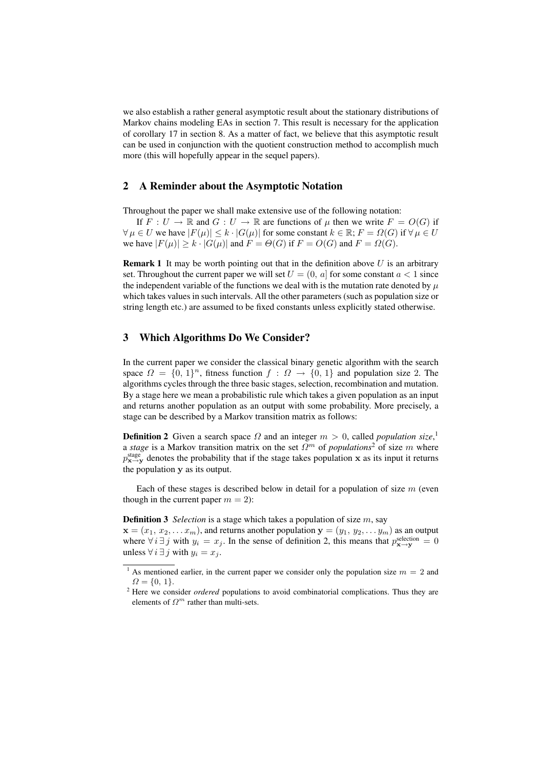we also establish a rather general asymptotic result about the stationary distributions of Markov chains modeling EAs in section 7. This result is necessary for the application of corollary 17 in section 8. As a matter of fact, we believe that this asymptotic result can be used in conjunction with the quotient construction method to accomplish much more (this will hopefully appear in the sequel papers).

## 2 A Reminder about the Asymptotic Notation

Throughout the paper we shall make extensive use of the following notation:

If $F : U \to \mathbb{R}$ and $G : U \to \mathbb{R}$ are functions of $\mu$ then we write $F = O(G)$ if $\forall \mu \in U$ we have $|F(\mu)| \leq k \cdot |G(\mu)|$ for some constant $k \in \mathbb{R}$; $F = \Omega(G)$ if $\forall \mu \in U$ we have $|F(\mu)| \geq k \cdot |G(\mu)|$ and $F = \Theta(G)$ if $F = O(G)$ and $F = \Omega(G)$.

**Remark 1** It may be worth pointing out that in the definition above $U$ is an arbitrary set. Throughout the current paper we will set $U = (0, a]$ for some constant $a < 1$ since the independent variable of the functions we deal with is the mutation rate denoted by $\mu$ which takes values in such intervals. All the other parameters (such as population size or string length etc.) are assumed to be fixed constants unless explicitly stated otherwise.

## 3 Which Algorithms Do We Consider?

In the current paper we consider the classical binary genetic algorithm with the search space $\Omega = \{0, 1\}^n$, fitness function $f : \Omega \to \{0, 1\}$ and population size 2. The algorithms cycles through the three basic stages, selection, recombination and mutation. By a stage here we mean a probabilistic rule which takes a given population as an input and returns another population as an output with some probability. More precisely, a stage can be described by a Markov transition matrix as follows:

**Definition 2** Given a search space $\Omega$ and an integer $m > 0$, called *population size*,[1] a *stage* is a Markov transition matrix on the set $\Omega^m$ of *populations*[2] of size $m$ where $p^{\text{stage}}_{\mathbf{x} \to \mathbf{y}}$ denotes the probability that if the stage takes population $\mathbf{x}$ as its input it returns the population $\mathbf{y}$ as its output.

Each of these stages is described below in detail for a population of size $m$ (even though in the current paper $m = 2$):

**Definition 3** *Selection* is a stage which takes a population of size $m$, say $\mathbf{x} = (x_1, x_2, \dots x_m)$, and returns another population $\mathbf{y} = (y_1, y_2, \dots y_m)$ as an output where $\forall\, i \,\exists\, j$ with $y_i = x_j$. In the sense of definition 2, this means that $p^{\text{selection}}_{\mathbf{x} \to \mathbf{y}} = 0$ unless $\forall\, i \,\exists\, j$ with $y_i = x_j$.

---

[1] As mentioned earlier, in the current paper we consider only the population size $m = 2$ and $\Omega = \{0, 1\}$.

[2] Here we consider *ordered* populations to avoid combinatorial complications. Thus they are elements of $\Omega^m$ rather than multi-sets.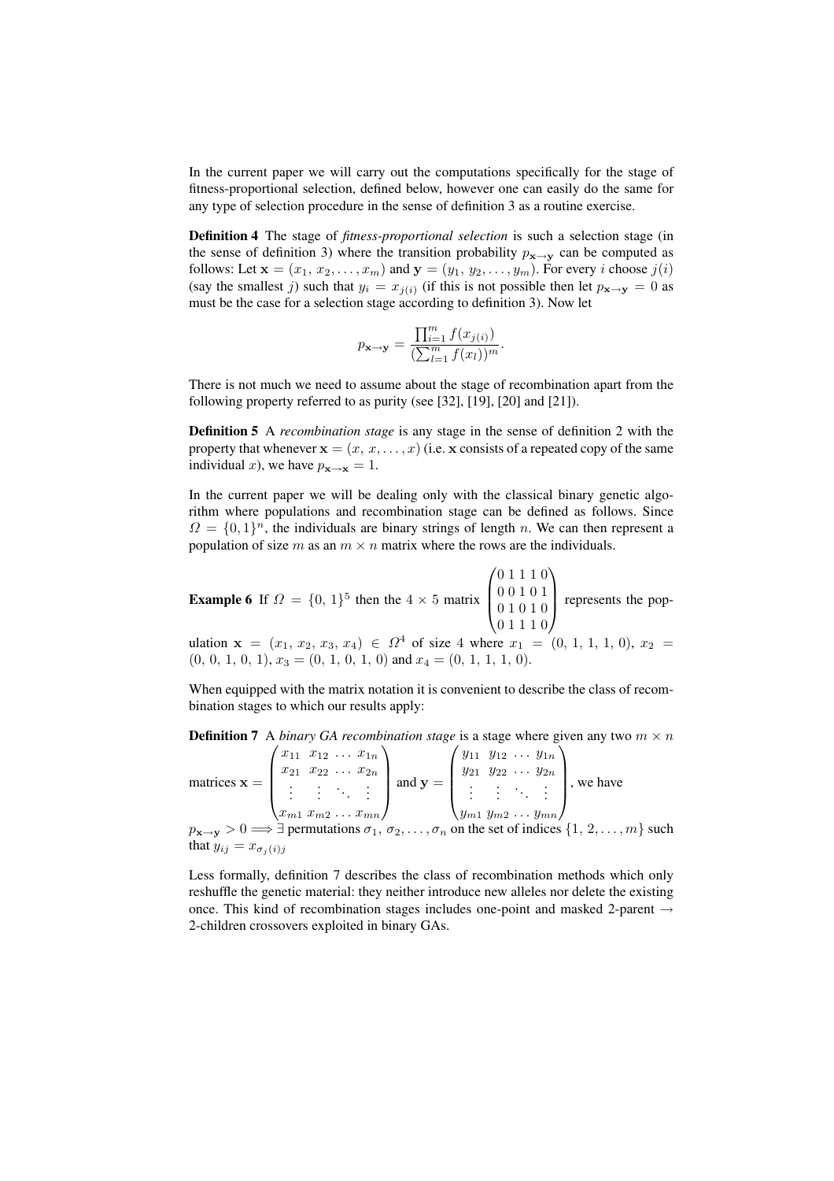In the current paper we will carry out the computations specifically for the stage of fitness-proportional selection, defined below, however one can easily do the same for any type of selection procedure in the sense of definition 3 as a routine exercise.

**Definition 4** The stage of *fitness-proportional selection* is such a selection stage (in the sense of definition 3) where the transition probability $p_{\mathbf{x} \to \mathbf{y}}$ can be computed as follows: Let $\mathbf{x} = (x_1, x_2, \ldots, x_m)$ and $\mathbf{y} = (y_1, y_2, \ldots, y_m)$. For every $i$ choose $j(i)$ (say the smallest $j$) such that $y_i = x_{j(i)}$ (if this is not possible then let $p_{\mathbf{x} \to \mathbf{y}} = 0$ as must be the case for a selection stage according to definition 3). Now let

$$p_{\mathbf{x} \to \mathbf{y}} = \frac{\prod_{i=1}^{m} f(x_{j(i)})}{(\sum_{l=1}^{m} f(x_l))^m}.$$

There is not much we need to assume about the stage of recombination apart from the following property referred to as purity (see [32], [19], [20] and [21]).

**Definition 5** A *recombination stage* is any stage in the sense of definition 2 with the property that whenever $\mathbf{x} = (x, x, \ldots, x)$ (i.e. $\mathbf{x}$ consists of a repeated copy of the same individual $x$), we have $p_{\mathbf{x} \to \mathbf{x}} = 1$.

In the current paper we will be dealing only with the classical binary genetic algorithm where populations and recombination stage can be defined as follows. Since $\Omega = \{0, 1\}^n$, the individuals are binary strings of length $n$. We can then represent a population of size $m$ as an $m \times n$ matrix where the rows are the individuals.

**Example 6** If $\Omega = \{0, 1\}^5$ then the $4 \times 5$ matrix $\begin{pmatrix} 0 & 1 & 1 & 1 & 0 \\ 0 & 0 & 1 & 0 & 1 \\ 0 & 1 & 0 & 1 & 0 \\ 0 & 1 & 1 & 1 & 0 \end{pmatrix}$ represents the population $\mathbf{x} = (x_1, x_2, x_3, x_4) \in \Omega^4$ of size 4 where $x_1 = (0, 1, 1, 1, 0)$, $x_2 = (0, 0, 1, 0, 1)$, $x_3 = (0, 1, 0, 1, 0)$ and $x_4 = (0, 1, 1, 1, 0)$.

When equipped with the matrix notation it is convenient to describe the class of recombination stages to which our results apply:

**Definition 7** A *binary GA recombination stage* is a stage where given any two $m \times n$ matrices $\mathbf{x} = \begin{pmatrix} x_{11} & x_{12} & \ldots & x_{1n} \\ x_{21} & x_{22} & \ldots & x_{2n} \\ \vdots & \vdots & \ddots & \vdots \\ x_{m1} & x_{m2} & \ldots & x_{mn} \end{pmatrix}$ and $\mathbf{y} = \begin{pmatrix} y_{11} & y_{12} & \ldots & y_{1n} \\ y_{21} & y_{22} & \ldots & y_{2n} \\ \vdots & \vdots & \ddots & \vdots \\ y_{m1} & y_{m2} & \ldots & y_{mn} \end{pmatrix}$, we have $p_{\mathbf{x} \to \mathbf{y}} > 0 \Longrightarrow \exists$ permutations $\sigma_1, \sigma_2, \ldots, \sigma_n$ on the set of indices $\{1, 2, \ldots, m\}$ such that $y_{ij} = x_{\sigma_j(i)j}$

Less formally, definition 7 describes the class of recombination methods which only reshuffle the genetic material: they neither introduce new alleles nor delete the existing once. This kind of recombination stages includes one-point and masked 2-parent $\to$ 2-children crossovers exploited in binary GAs.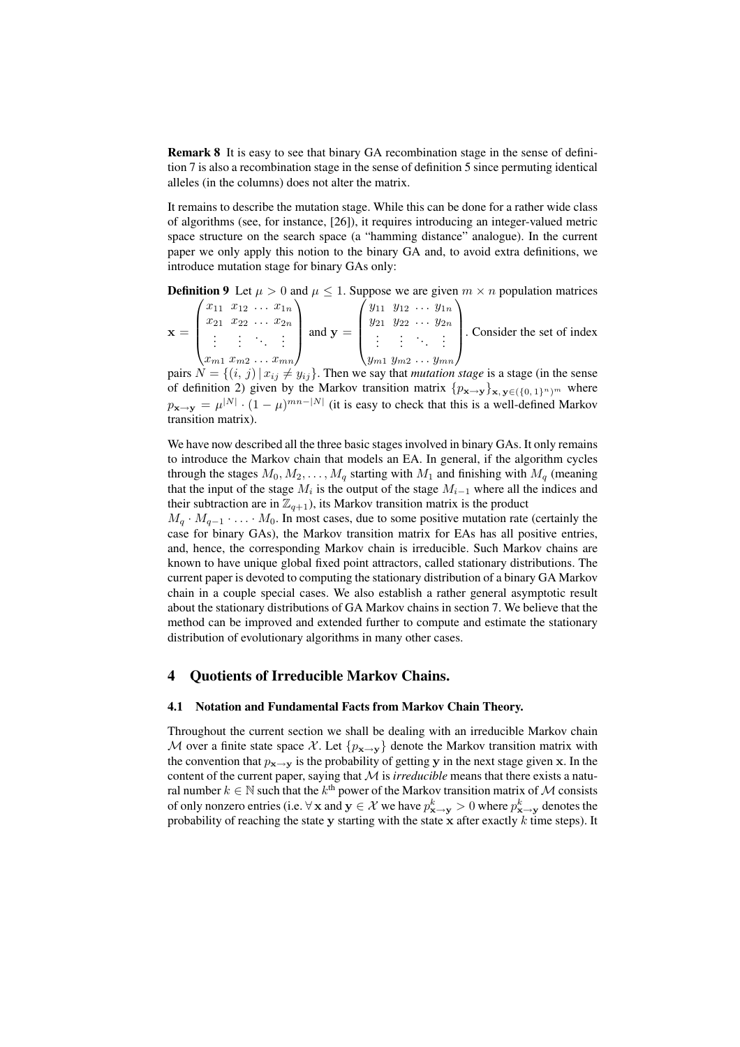**Remark 8** It is easy to see that binary GA recombination stage in the sense of definition 7 is also a recombination stage in the sense of definition 5 since permuting identical alleles (in the columns) does not alter the matrix.

It remains to describe the mutation stage. While this can be done for a rather wide class of algorithms (see, for instance, [26]), it requires introducing an integer-valued metric space structure on the search space (a "hamming distance" analogue). In the current paper we only apply this notion to the binary GA and, to avoid extra definitions, we introduce mutation stage for binary GAs only:

**Definition 9** Let $\mu > 0$ and $\mu \leq 1$. Suppose we are given $m \times n$ population matrices $\mathbf{x} = \begin{pmatrix} x_{11} & x_{12} & \dots & x_{1n} \\ x_{21} & x_{22} & \dots & x_{2n} \\ \vdots & \vdots & \ddots & \vdots \\ x_{m1} & x_{m2} & \dots & x_{mn} \end{pmatrix}$ and $\mathbf{y} = \begin{pmatrix} y_{11} & y_{12} & \dots & y_{1n} \\ y_{21} & y_{22} & \dots & y_{2n} \\ \vdots & \vdots & \ddots & \vdots \\ y_{m1} & y_{m2} & \dots & y_{mn} \end{pmatrix}$. Consider the set of index pairs $N = \{(i, j) \,|\, x_{ij} \neq y_{ij}\}$. Then we say that *mutation stage* is a stage (in the sense of definition 2) given by the Markov transition matrix $\{p_{\mathbf{x} \to \mathbf{y}}\}_{\mathbf{x}, \mathbf{y} \in (\{0, 1\}^n)^m}$ where $p_{\mathbf{x} \to \mathbf{y}} = \mu^{|N|} \cdot (1 - \mu)^{mn - |N|}$ (it is easy to check that this is a well-defined Markov transition matrix).

We have now described all the three basic stages involved in binary GAs. It only remains to introduce the Markov chain that models an EA. In general, if the algorithm cycles through the stages $M_0, M_2, \dots, M_q$ starting with $M_1$ and finishing with $M_q$ (meaning that the input of the stage $M_i$ is the output of the stage $M_{i-1}$ where all the indices and their subtraction are in $\mathbb{Z}_{q+1}$), its Markov transition matrix is the product $M_q \cdot M_{q-1} \cdot \dots \cdot M_0$. In most cases, due to some positive mutation rate (certainly the case for binary GAs), the Markov transition matrix for EAs has all positive entries, and, hence, the corresponding Markov chain is irreducible. Such Markov chains are known to have unique global fixed point attractors, called stationary distributions. The current paper is devoted to computing the stationary distribution of a binary GA Markov chain in a couple special cases. We also establish a rather general asymptotic result about the stationary distributions of GA Markov chains in section 7. We believe that the method can be improved and extended further to compute and estimate the stationary distribution of evolutionary algorithms in many other cases.

## 4 Quotients of Irreducible Markov Chains.

### 4.1 Notation and Fundamental Facts from Markov Chain Theory.

Throughout the current section we shall be dealing with an irreducible Markov chain $\mathcal{M}$ over a finite state space $\mathcal{X}$. Let $\{p_{\mathbf{x} \to \mathbf{y}}\}$ denote the Markov transition matrix with the convention that $p_{\mathbf{x} \to \mathbf{y}}$ is the probability of getting $\mathbf{y}$ in the next stage given $\mathbf{x}$. In the content of the current paper, saying that $\mathcal{M}$ is *irreducible* means that there exists a natural number $k \in \mathbb{N}$ such that the $k^{\text{th}}$ power of the Markov transition matrix of $\mathcal{M}$ consists of only nonzero entries (i.e. $\forall\, \mathbf{x}$ and $\mathbf{y} \in \mathcal{X}$ we have $p^k_{\mathbf{x} \to \mathbf{y}} > 0$ where $p^k_{\mathbf{x} \to \mathbf{y}}$ denotes the probability of reaching the state $\mathbf{y}$ starting with the state $\mathbf{x}$ after exactly $k$ time steps). It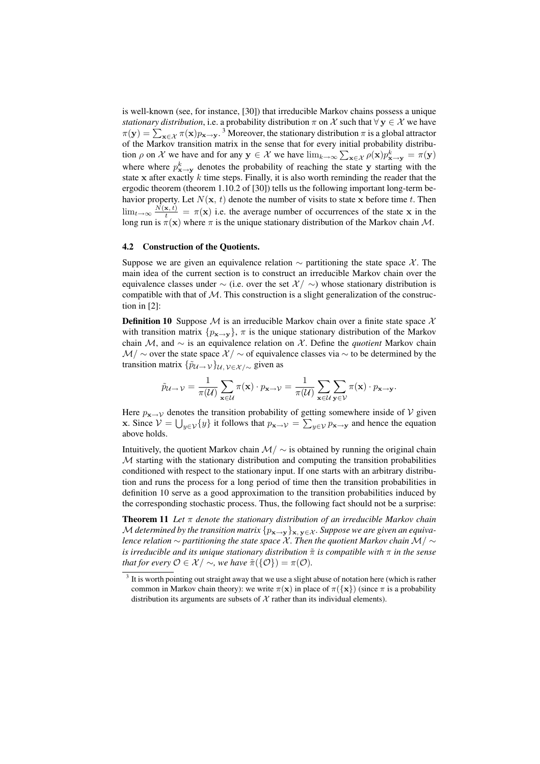is well-known (see, for instance, [30]) that irreducible Markov chains possess a unique *stationary distribution*, i.e. a probability distribution $\pi$ on $\mathcal{X}$ such that $\forall\, \mathbf{y} \in \mathcal{X}$ we have $\pi(\mathbf{y}) = \sum_{\mathbf{x} \in \mathcal{X}} \pi(\mathbf{x}) p_{\mathbf{x} \to \mathbf{y}}$. [3] Moreover, the stationary distribution $\pi$ is a global attractor of the Markov transition matrix in the sense that for every initial probability distribution $\rho$ on $\mathcal{X}$ we have and for any $\mathbf{y} \in \mathcal{X}$ we have $\lim_{k \to \infty} \sum_{\mathbf{x} \in \mathcal{X}} \rho(\mathbf{x}) p^k_{\mathbf{x} \to \mathbf{y}} = \pi(\mathbf{y})$ where where $p^k_{\mathbf{x} \to \mathbf{y}}$ denotes the probability of reaching the state $\mathbf{y}$ starting with the state $\mathbf{x}$ after exactly $k$ time steps. Finally, it is also worth reminding the reader that the ergodic theorem (theorem 1.10.2 of [30]) tells us the following important long-term behavior property. Let $N(\mathbf{x},\, t)$ denote the number of visits to state $\mathbf{x}$ before time $t$. Then $\lim_{t \to \infty} \frac{N(\mathbf{x},\, t)}{t} = \pi(\mathbf{x})$ i.e. the average number of occurrences of the state $\mathbf{x}$ in the long run is $\pi(\mathbf{x})$ where $\pi$ is the unique stationary distribution of the Markov chain $\mathcal{M}$.

### 4.2 Construction of the Quotients.

Suppose we are given an equivalence relation $\sim$ partitioning the state space $\mathcal{X}$. The main idea of the current section is to construct an irreducible Markov chain over the equivalence classes under $\sim$ (i.e. over the set $\mathcal{X}/\sim$) whose stationary distribution is compatible with that of $\mathcal{M}$. This construction is a slight generalization of the construction in [2]:

**Definition 10** Suppose $\mathcal{M}$ is an irreducible Markov chain over a finite state space $\mathcal{X}$ with transition matrix $\{p_{\mathbf{x} \to \mathbf{y}}\}$, $\pi$ is the unique stationary distribution of the Markov chain $\mathcal{M}$, and $\sim$ is an equivalence relation on $\mathcal{X}$. Define the *quotient* Markov chain $\mathcal{M}/\sim$ over the state space $\mathcal{X}/\sim$ of equivalence classes via $\sim$ to be determined by the transition matrix $\{\tilde{p}_{\mathcal{U} \to \mathcal{V}}\}_{\mathcal{U},\, \mathcal{V} \in \mathcal{X}/\sim}$ given as

$$\tilde{p}_{\mathcal{U} \to \mathcal{V}} = \frac{1}{\pi(\mathcal{U})} \sum_{\mathbf{x} \in \mathcal{U}} \pi(\mathbf{x}) \cdot p_{\mathbf{x} \to \mathcal{V}} = \frac{1}{\pi(\mathcal{U})} \sum_{\mathbf{x} \in \mathcal{U}} \sum_{\mathbf{y} \in \mathcal{V}} \pi(\mathbf{x}) \cdot p_{\mathbf{x} \to \mathbf{y}}.$$

Here $p_{\mathbf{x} \to \mathcal{V}}$ denotes the transition probability of getting somewhere inside of $\mathcal{V}$ given $\mathbf{x}$. Since $\mathcal{V} = \bigcup_{y \in \mathcal{V}} \{y\}$ it follows that $p_{\mathbf{x} \to \mathcal{V}} = \sum_{y \in \mathcal{V}} p_{\mathbf{x} \to \mathbf{y}}$ and hence the equation above holds.

Intuitively, the quotient Markov chain $\mathcal{M}/\sim$ is obtained by running the original chain $\mathcal{M}$ starting with the stationary distribution and computing the transition probabilities conditioned with respect to the stationary input. If one starts with an arbitrary distribution and runs the process for a long period of time then the transition probabilities in definition 10 serve as a good approximation to the transition probabilities induced by the corresponding stochastic process. Thus, the following fact should not be a surprise:

**Theorem 11** *Let $\pi$ denote the stationary distribution of an irreducible Markov chain $\mathcal{M}$ determined by the transition matrix $\{p_{\mathbf{x} \to \mathbf{y}}\}_{\mathbf{x},\, \mathbf{y} \in \mathcal{X}}$. Suppose we are given an equivalence relation $\sim$ partitioning the state space $\mathcal{X}$. Then the quotient Markov chain $\mathcal{M}/\sim$ is irreducible and its unique stationary distribution $\tilde{\pi}$ is compatible with $\pi$ in the sense that for every $\mathcal{O} \in \mathcal{X}/\sim$, we have $\tilde{\pi}(\{\mathcal{O}\}) = \pi(\mathcal{O})$.*

[3] It is worth pointing out straight away that we use a slight abuse of notation here (which is rather common in Markov chain theory): we write $\pi(\mathbf{x})$ in place of $\pi(\{\mathbf{x}\})$ (since $\pi$ is a probability distribution its arguments are subsets of $\mathcal{X}$ rather than its individual elements).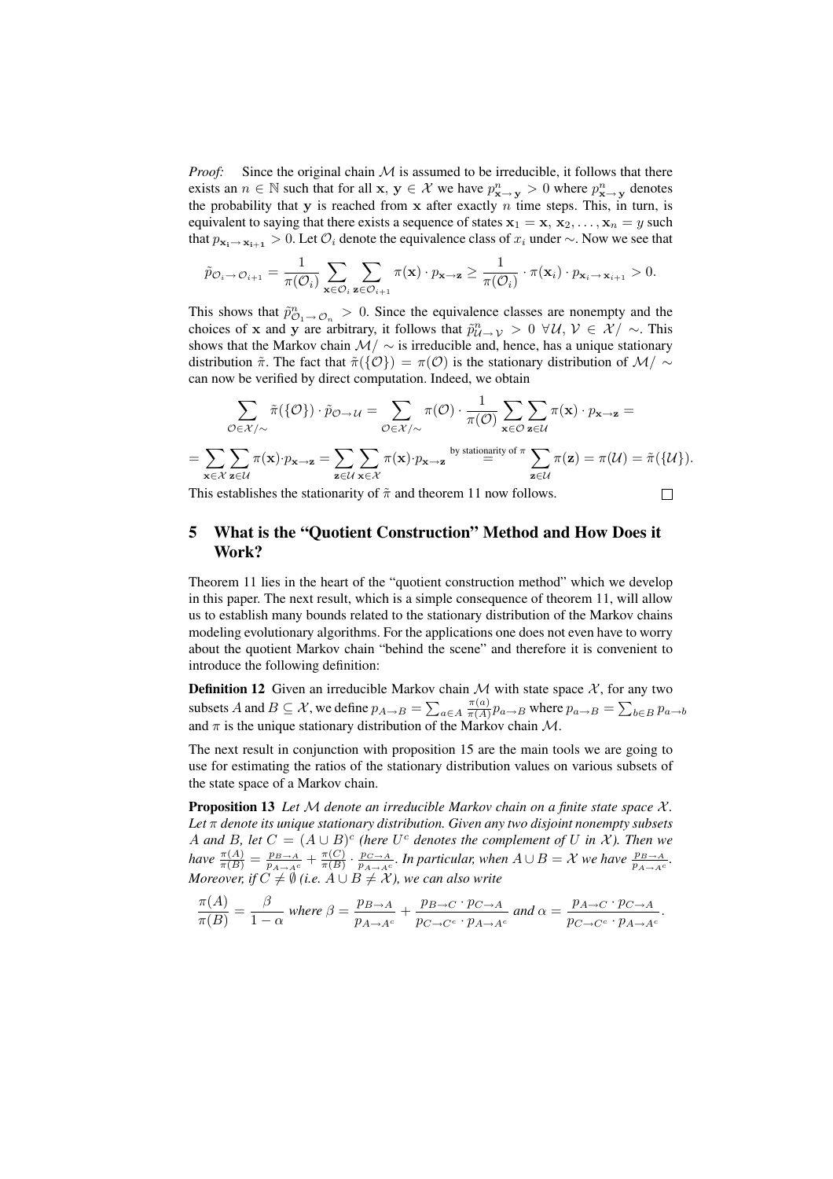*Proof:* Since the original chain $\mathcal{M}$ is assumed to be irreducible, it follows that there exists an $n \in \mathbb{N}$ such that for all $\mathbf{x}$, $\mathbf{y} \in \mathcal{X}$ we have $p^n_{\mathbf{x} \to \mathbf{y}} > 0$ where $p^n_{\mathbf{x} \to \mathbf{y}}$ denotes the probability that $\mathbf{y}$ is reached from $\mathbf{x}$ after exactly $n$ time steps. This, in turn, is equivalent to saying that there exists a sequence of states $\mathbf{x}_1 = \mathbf{x}, \mathbf{x}_2, \ldots, \mathbf{x}_n = y$ such that $p_{\mathbf{x_i} \to \mathbf{x_{i+1}}} > 0$. Let $\mathcal{O}_i$ denote the equivalence class of $x_i$ under $\sim$. Now we see that

$$\tilde{p}_{\mathcal{O}_i \to \mathcal{O}_{i+1}} = \frac{1}{\pi(\mathcal{O}_i)} \sum_{\mathbf{x} \in \mathcal{O}_i} \sum_{\mathbf{z} \in \mathcal{O}_{i+1}} \pi(\mathbf{x}) \cdot p_{\mathbf{x} \to \mathbf{z}} \geq \frac{1}{\pi(\mathcal{O}_i)} \cdot \pi(\mathbf{x}_i) \cdot p_{\mathbf{x}_i \to \mathbf{x}_{i+1}} > 0.$$

This shows that $\tilde{p}^n_{\mathcal{O}_1 \to \mathcal{O}_n} > 0$. Since the equivalence classes are nonempty and the choices of $\mathbf{x}$ and $\mathbf{y}$ are arbitrary, it follows that $\tilde{p}^n_{\mathcal{U} \to \mathcal{V}} > 0 \ \forall \mathcal{U}, \mathcal{V} \in \mathcal{X}/\sim$. This shows that the Markov chain $\mathcal{M}/\sim$ is irreducible and, hence, has a unique stationary distribution $\tilde{\pi}$. The fact that $\tilde{\pi}(\{\mathcal{O}\}) = \pi(\mathcal{O})$ is the stationary distribution of $\mathcal{M}/\sim$ can now be verified by direct computation. Indeed, we obtain

$$\sum_{\mathcal{O} \in \mathcal{X}/\sim} \tilde{\pi}(\{\mathcal{O}\}) \cdot \tilde{p}_{\mathcal{O} \to \mathcal{U}} = \sum_{\mathcal{O} \in \mathcal{X}/\sim} \pi(\mathcal{O}) \cdot \frac{1}{\pi(\mathcal{O})} \sum_{\mathbf{x} \in \mathcal{O}} \sum_{\mathbf{z} \in \mathcal{U}} \pi(\mathbf{x}) \cdot p_{\mathbf{x} \to \mathbf{z}} =$$

$$= \sum_{\mathbf{x} \in \mathcal{X}} \sum_{\mathbf{z} \in \mathcal{U}} \pi(\mathbf{x}) \cdot p_{\mathbf{x} \to \mathbf{z}} = \sum_{\mathbf{z} \in \mathcal{U}} \sum_{\mathbf{x} \in \mathcal{X}} \pi(\mathbf{x}) \cdot p_{\mathbf{x} \to \mathbf{z}} \overset{\text{by stationarity of } \pi}{=} \sum_{\mathbf{z} \in \mathcal{U}} \pi(\mathbf{z}) = \pi(\mathcal{U}) = \tilde{\pi}(\{\mathcal{U}\}).$$

This establishes the stationarity of $\tilde{\pi}$ and theorem 11 now follows. □

## 5 What is the "Quotient Construction" Method and How Does it Work?

Theorem 11 lies in the heart of the "quotient construction method" which we develop in this paper. The next result, which is a simple consequence of theorem 11, will allow us to establish many bounds related to the stationary distribution of the Markov chains modeling evolutionary algorithms. For the applications one does not even have to worry about the quotient Markov chain "behind the scene" and therefore it is convenient to introduce the following definition:

**Definition 12** Given an irreducible Markov chain $\mathcal{M}$ with state space $\mathcal{X}$, for any two subsets $A$ and $B \subseteq \mathcal{X}$, we define $p_{A \to B} = \sum_{a \in A} \frac{\pi(a)}{\pi(A)} p_{a \to B}$ where $p_{a \to B} = \sum_{b \in B} p_{a \to b}$ and $\pi$ is the unique stationary distribution of the Markov chain $\mathcal{M}$.

The next result in conjunction with proposition 15 are the main tools we are going to use for estimating the ratios of the stationary distribution values on various subsets of the state space of a Markov chain.

**Proposition 13** *Let $\mathcal{M}$ denote an irreducible Markov chain on a finite state space $\mathcal{X}$. Let $\pi$ denote its unique stationary distribution. Given any two disjoint nonempty subsets $A$ and $B$, let $C = (A \cup B)^c$ (here $U^c$ denotes the complement of $U$ in $\mathcal{X}$). Then we have $\frac{\pi(A)}{\pi(B)} = \frac{p_{B \to A}}{p_{A \to A^c}} + \frac{\pi(C)}{\pi(B)} \cdot \frac{p_{C \to A}}{p_{A \to A^c}}$. In particular, when $A \cup B = \mathcal{X}$ we have $\frac{p_{B \to A}}{p_{A \to A^c}}$. Moreover, if $C \neq \emptyset$ (i.e. $A \cup B \neq \mathcal{X}$), we can also write*

$$\frac{\pi(A)}{\pi(B)} = \frac{\beta}{1 - \alpha} \text{ where } \beta = \frac{p_{B \to A}}{p_{A \to A^c}} + \frac{p_{B \to C} \cdot p_{C \to A}}{p_{C \to C^c} \cdot p_{A \to A^c}} \text{ and } \alpha = \frac{p_{A \to C} \cdot p_{C \to A}}{p_{C \to C^c} \cdot p_{A \to A^c}}.$$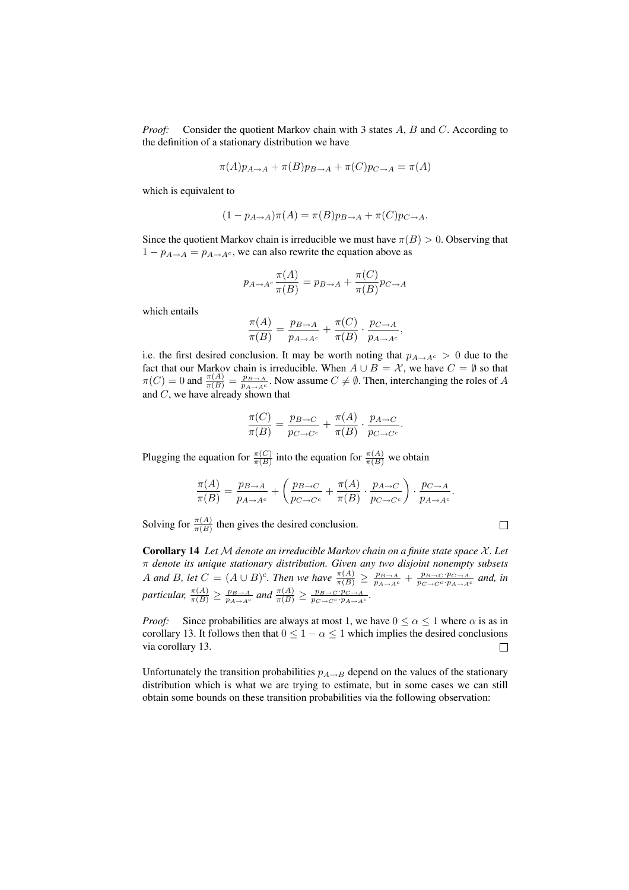*Proof:* Consider the quotient Markov chain with 3 states $A$, $B$ and $C$. According to the definition of a stationary distribution we have

$$\pi(A)p_{A\to A} + \pi(B)p_{B\to A} + \pi(C)p_{C\to A} = \pi(A)$$

which is equivalent to

$$(1 - p_{A\to A})\pi(A) = \pi(B)p_{B\to A} + \pi(C)p_{C\to A}.$$

Since the quotient Markov chain is irreducible we must have $\pi(B) > 0$. Observing that $1 - p_{A\to A} = p_{A\to A^c}$, we can also rewrite the equation above as

$$p_{A\to A^c}\frac{\pi(A)}{\pi(B)} = p_{B\to A} + \frac{\pi(C)}{\pi(B)}p_{C\to A}$$

which entails

$$\frac{\pi(A)}{\pi(B)} = \frac{p_{B\to A}}{p_{A\to A^c}} + \frac{\pi(C)}{\pi(B)} \cdot \frac{p_{C\to A}}{p_{A\to A^c}},$$

i.e. the first desired conclusion. It may be worth noting that $p_{A\to A^c} > 0$ due to the fact that our Markov chain is irreducible. When $A \cup B = \mathcal{X}$, we have $C = \emptyset$ so that $\pi(C) = 0$ and $\frac{\pi(A)}{\pi(B)} = \frac{p_{B\to A}}{p_{A\to A^c}}$. Now assume $C \neq \emptyset$. Then, interchanging the roles of $A$ and $C$, we have already shown that

$$\frac{\pi(C)}{\pi(B)} = \frac{p_{B\to C}}{p_{C\to C^c}} + \frac{\pi(A)}{\pi(B)} \cdot \frac{p_{A\to C}}{p_{C\to C^c}}.$$

Plugging the equation for $\frac{\pi(C)}{\pi(B)}$ into the equation for $\frac{\pi(A)}{\pi(B)}$ we obtain

$$\frac{\pi(A)}{\pi(B)} = \frac{p_{B\to A}}{p_{A\to A^c}} + \left(\frac{p_{B\to C}}{p_{C\to C^c}} + \frac{\pi(A)}{\pi(B)} \cdot \frac{p_{A\to C}}{p_{C\to C^c}}\right) \cdot \frac{p_{C\to A}}{p_{A\to A^c}}.$$

Solving for $\frac{\pi(A)}{\pi(B)}$ then gives the desired conclusion. □

**Corollary 14** *Let $\mathcal{M}$ denote an irreducible Markov chain on a finite state space $\mathcal{X}$. Let $\pi$ denote its unique stationary distribution. Given any two disjoint nonempty subsets $A$ and $B$, let $C = (A \cup B)^c$. Then we have $\frac{\pi(A)}{\pi(B)} \geq \frac{p_{B\to A}}{p_{A\to A^c}} + \frac{p_{B\to C} \cdot p_{C\to A}}{p_{C\to C^c} \cdot p_{A\to A^c}}$ and, in particular, $\frac{\pi(A)}{\pi(B)} \geq \frac{p_{B\to A}}{p_{A\to A^c}}$ and $\frac{\pi(A)}{\pi(B)} \geq \frac{p_{B\to C} \cdot p_{C\to A}}{p_{C\to C^c} \cdot p_{A\to A^c}}$.*

*Proof:* Since probabilities are always at most 1, we have $0 \leq \alpha \leq 1$ where $\alpha$ is as in corollary 13. It follows then that $0 \leq 1 - \alpha \leq 1$ which implies the desired conclusions via corollary 13. □

Unfortunately the transition probabilities $p_{A\to B}$ depend on the values of the stationary distribution which is what we are trying to estimate, but in some cases we can still obtain some bounds on these transition probabilities via the following observation: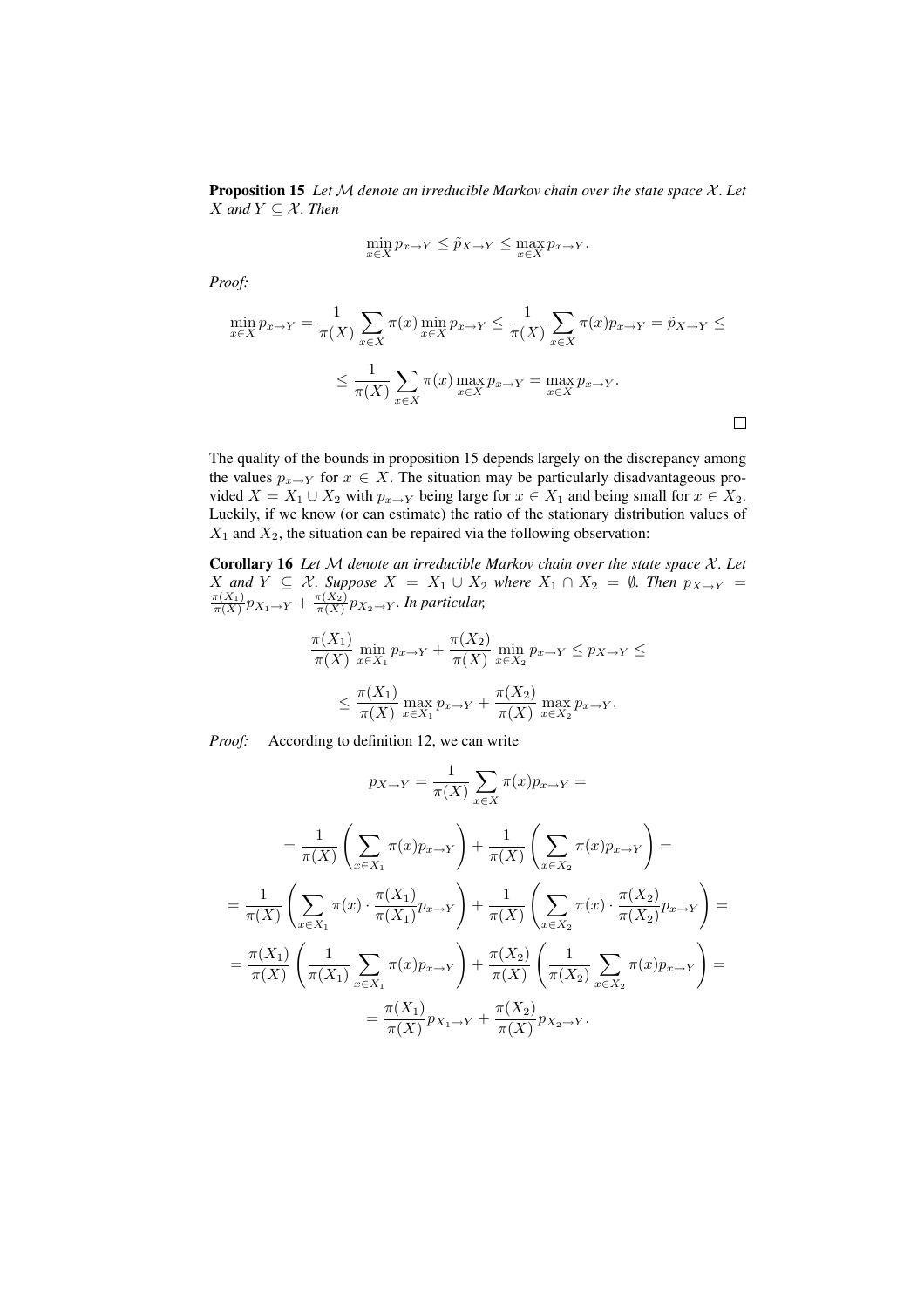**Proposition 15** *Let $\mathcal{M}$ denote an irreducible Markov chain over the state space $\mathcal{X}$. Let $X$ and $Y \subseteq \mathcal{X}$. Then*

$$\min_{x \in X} p_{x \to Y} \leq \tilde{p}_{X \to Y} \leq \max_{x \in X} p_{x \to Y}.$$

*Proof:*

$$\min_{x \in X} p_{x \to Y} = \frac{1}{\pi(X)} \sum_{x \in X} \pi(x) \min_{x \in X} p_{x \to Y} \leq \frac{1}{\pi(X)} \sum_{x \in X} \pi(x) p_{x \to Y} = \tilde{p}_{X \to Y} \leq$$

$$\leq \frac{1}{\pi(X)} \sum_{x \in X} \pi(x) \max_{x \in X} p_{x \to Y} = \max_{x \in X} p_{x \to Y}.$$

□

The quality of the bounds in proposition 15 depends largely on the discrepancy among the values $p_{x \to Y}$ for $x \in X$. The situation may be particularly disadvantageous provided $X = X_1 \cup X_2$ with $p_{x \to Y}$ being large for $x \in X_1$ and being small for $x \in X_2$. Luckily, if we know (or can estimate) the ratio of the stationary distribution values of $X_1$ and $X_2$, the situation can be repaired via the following observation:

**Corollary 16** *Let $\mathcal{M}$ denote an irreducible Markov chain over the state space $\mathcal{X}$. Let $X$ and $Y \subseteq \mathcal{X}$. Suppose $X = X_1 \cup X_2$ where $X_1 \cap X_2 = \emptyset$. Then $p_{X \to Y} = \frac{\pi(X_1)}{\pi(X)} p_{X_1 \to Y} + \frac{\pi(X_2)}{\pi(X)} p_{X_2 \to Y}$. In particular,*

$$\frac{\pi(X_1)}{\pi(X)} \min_{x \in X_1} p_{x \to Y} + \frac{\pi(X_2)}{\pi(X)} \min_{x \in X_2} p_{x \to Y} \leq p_{X \to Y} \leq$$

$$\leq \frac{\pi(X_1)}{\pi(X)} \max_{x \in X_1} p_{x \to Y} + \frac{\pi(X_2)}{\pi(X)} \max_{x \in X_2} p_{x \to Y}.$$

*Proof:* According to definition 12, we can write

$$p_{X \to Y} = \frac{1}{\pi(X)} \sum_{x \in X} \pi(x) p_{x \to Y} =$$

$$= \frac{1}{\pi(X)} \left( \sum_{x \in X_1} \pi(x) p_{x \to Y} \right) + \frac{1}{\pi(X)} \left( \sum_{x \in X_2} \pi(x) p_{x \to Y} \right) =$$

$$= \frac{1}{\pi(X)} \left( \sum_{x \in X_1} \pi(x) \cdot \frac{\pi(X_1)}{\pi(X_1)} p_{x \to Y} \right) + \frac{1}{\pi(X)} \left( \sum_{x \in X_2} \pi(x) \cdot \frac{\pi(X_2)}{\pi(X_2)} p_{x \to Y} \right) =$$

$$= \frac{\pi(X_1)}{\pi(X)} \left( \frac{1}{\pi(X_1)} \sum_{x \in X_1} \pi(x) p_{x \to Y} \right) + \frac{\pi(X_2)}{\pi(X)} \left( \frac{1}{\pi(X_2)} \sum_{x \in X_2} \pi(x) p_{x \to Y} \right) =$$

$$= \frac{\pi(X_1)}{\pi(X)} p_{X_1 \to Y} + \frac{\pi(X_2)}{\pi(X)} p_{X_2 \to Y}.$$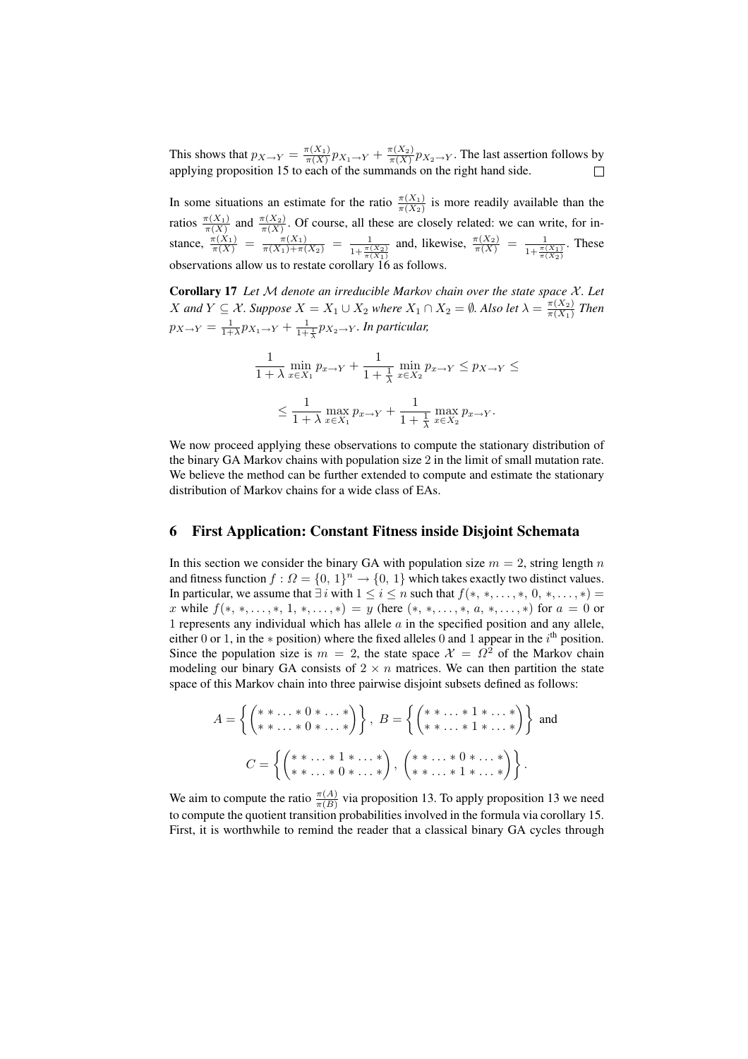This shows that $p_{X \to Y} = \frac{\pi(X_1)}{\pi(X)} p_{X_1 \to Y} + \frac{\pi(X_2)}{\pi(X)} p_{X_2 \to Y}$. The last assertion follows by applying proposition 15 to each of the summands on the right hand side. □

In some situations an estimate for the ratio $\frac{\pi(X_1)}{\pi(X_2)}$ is more readily available than the ratios $\frac{\pi(X_1)}{\pi(X)}$ and $\frac{\pi(X_2)}{\pi(X)}$. Of course, all these are closely related: we can write, for instance, $\frac{\pi(X_1)}{\pi(X)} = \frac{\pi(X_1)}{\pi(X_1)+\pi(X_2)} = \frac{1}{1+\frac{\pi(X_2)}{\pi(X_1)}}$ and, likewise, $\frac{\pi(X_2)}{\pi(X)} = \frac{1}{1+\frac{\pi(X_1)}{\pi(X_2)}}$. These observations allow us to restate corollary 16 as follows.

**Corollary 17** *Let $\mathcal{M}$ denote an irreducible Markov chain over the state space $\mathcal{X}$. Let $X$ and $Y \subseteq \mathcal{X}$. Suppose $X = X_1 \cup X_2$ where $X_1 \cap X_2 = \emptyset$. Also let $\lambda = \frac{\pi(X_2)}{\pi(X_1)}$ Then $p_{X \to Y} = \frac{1}{1+\lambda} p_{X_1 \to Y} + \frac{1}{1+\frac{1}{\lambda}} p_{X_2 \to Y}$. In particular,*

$$\frac{1}{1+\lambda} \min_{x \in X_1} p_{x \to Y} + \frac{1}{1+\frac{1}{\lambda}} \min_{x \in X_2} p_{x \to Y} \leq p_{X \to Y} \leq$$

$$\leq \frac{1}{1+\lambda} \max_{x \in X_1} p_{x \to Y} + \frac{1}{1+\frac{1}{\lambda}} \max_{x \in X_2} p_{x \to Y}.$$

We now proceed applying these observations to compute the stationary distribution of the binary GA Markov chains with population size 2 in the limit of small mutation rate. We believe the method can be further extended to compute and estimate the stationary distribution of Markov chains for a wide class of EAs.

## 6 First Application: Constant Fitness inside Disjoint Schemata

In this section we consider the binary GA with population size $m = 2$, string length $n$ and fitness function $f : \Omega = \{0, 1\}^n \to \{0, 1\}$ which takes exactly two distinct values. In particular, we assume that $\exists\, i$ with $1 \leq i \leq n$ such that $f(*, *, \ldots, *, 0, *, \ldots, *) = x$ while $f(*, *, \ldots, *, 1, *, \ldots, *) = y$ (here $(*, *, \ldots, *, a, *, \ldots, *)$ for $a = 0$ or $1$ represents any individual which has allele $a$ in the specified position and any allele, either 0 or 1, in the $*$ position) where the fixed alleles 0 and 1 appear in the $i^{\text{th}}$ position. Since the population size is $m = 2$, the state space $\mathcal{X} = \Omega^2$ of the Markov chain modeling our binary GA consists of $2 \times n$ matrices. We can then partition the state space of this Markov chain into three pairwise disjoint subsets defined as follows:

$$A = \left\{ \begin{pmatrix} * * \ldots * 0 * \ldots * \\ * * \ldots * 0 * \ldots * \end{pmatrix} \right\},\ B = \left\{ \begin{pmatrix} * * \ldots * 1 * \ldots * \\ * * \ldots * 1 * \ldots * \end{pmatrix} \right\} \text{ and}$$

$$C = \left\{ \begin{pmatrix} * * \ldots * 1 * \ldots * \\ * * \ldots * 0 * \ldots * \end{pmatrix},\ \begin{pmatrix} * * \ldots * 0 * \ldots * \\ * * \ldots * 1 * \ldots * \end{pmatrix} \right\}.$$

We aim to compute the ratio $\frac{\pi(A)}{\pi(B)}$ via proposition 13. To apply proposition 13 we need to compute the quotient transition probabilities involved in the formula via corollary 15. First, it is worthwhile to remind the reader that a classical binary GA cycles through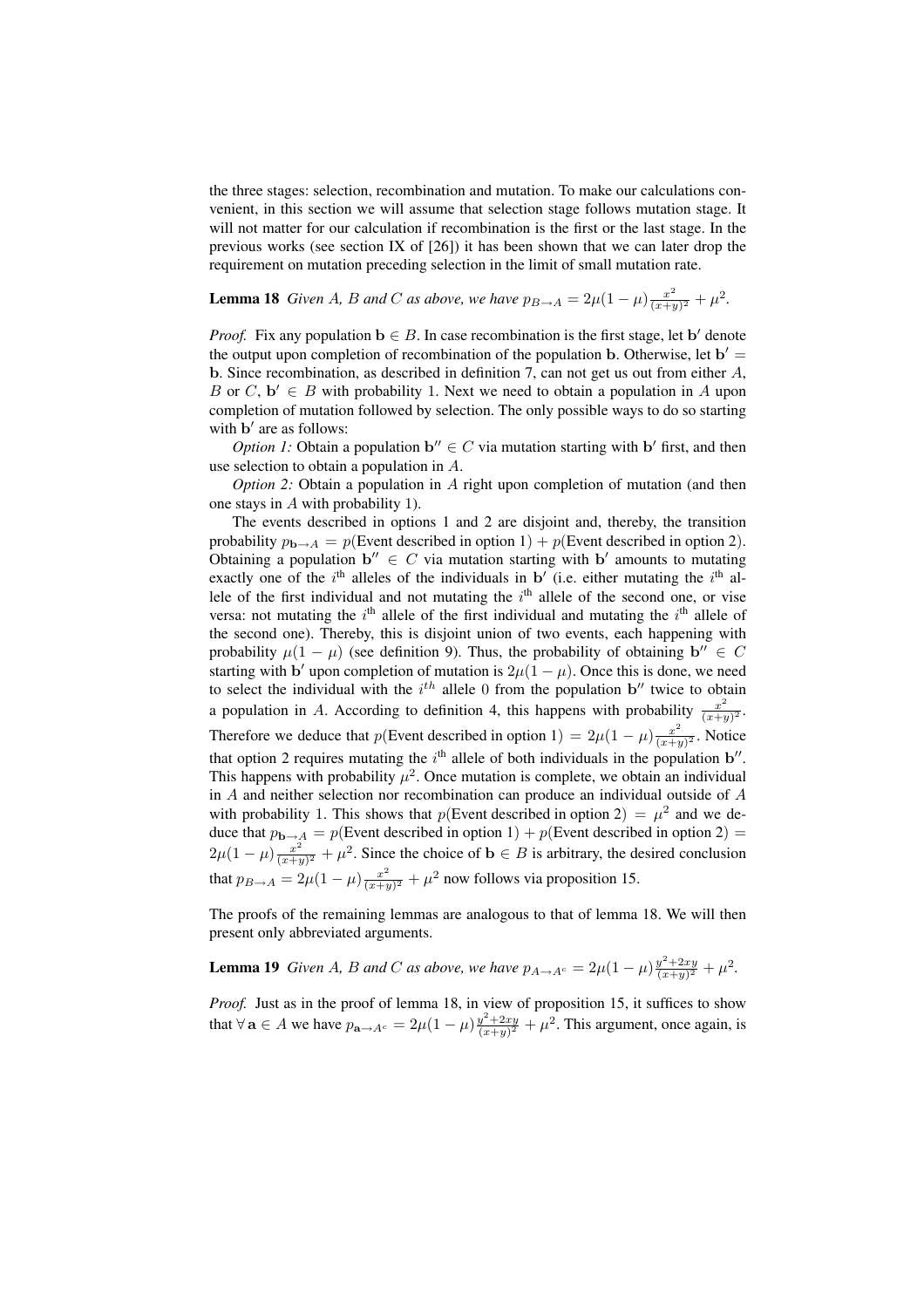the three stages: selection, recombination and mutation. To make our calculations convenient, in this section we will assume that selection stage follows mutation stage. It will not matter for our calculation if recombination is the first or the last stage. In the previous works (see section IX of [26]) it has been shown that we can later drop the requirement on mutation preceding selection in the limit of small mutation rate.

**Lemma 18** *Given $A$, $B$ and $C$ as above, we have $p_{B\to A} = 2\mu(1-\mu)\frac{x^2}{(x+y)^2} + \mu^2$.*

*Proof.* Fix any population $\mathbf{b} \in B$. In case recombination is the first stage, let $\mathbf{b}'$ denote the output upon completion of recombination of the population $\mathbf{b}$. Otherwise, let $\mathbf{b}' = \mathbf{b}$. Since recombination, as described in definition 7, can not get us out from either $A$, $B$ or $C$, $\mathbf{b}' \in B$ with probability 1. Next we need to obtain a population in $A$ upon completion of mutation followed by selection. The only possible ways to do so starting with $\mathbf{b}'$ are as follows:

*Option 1:* Obtain a population $\mathbf{b}'' \in C$ via mutation starting with $\mathbf{b}'$ first, and then use selection to obtain a population in $A$.

*Option 2:* Obtain a population in $A$ right upon completion of mutation (and then one stays in $A$ with probability 1).

The events described in options 1 and 2 are disjoint and, thereby, the transition probability $p_{\mathbf{b}\to A} = p(\text{Event described in option 1}) + p(\text{Event described in option 2})$. Obtaining a population $\mathbf{b}'' \in C$ via mutation starting with $\mathbf{b}'$ amounts to mutating exactly one of the $i^{\text{th}}$ alleles of the individuals in $\mathbf{b}'$ (i.e. either mutating the $i^{\text{th}}$ allele of the first individual and not mutating the $i^{\text{th}}$ allele of the second one, or vise versa: not mutating the $i^{\text{th}}$ allele of the first individual and mutating the $i^{\text{th}}$ allele of the second one). Thereby, this is disjoint union of two events, each happening with probability $\mu(1-\mu)$ (see definition 9). Thus, the probability of obtaining $\mathbf{b}'' \in C$ starting with $\mathbf{b}'$ upon completion of mutation is $2\mu(1-\mu)$. Once this is done, we need to select the individual with the $i^{th}$ allele 0 from the population $\mathbf{b}''$ twice to obtain a population in $A$. According to definition 4, this happens with probability $\frac{x^2}{(x+y)^2}$. Therefore we deduce that $p(\text{Event described in option 1}) = 2\mu(1-\mu)\frac{x^2}{(x+y)^2}$. Notice that option 2 requires mutating the $i^{\text{th}}$ allele of both individuals in the population $\mathbf{b}''$. This happens with probability $\mu^2$. Once mutation is complete, we obtain an individual in $A$ and neither selection nor recombination can produce an individual outside of $A$ with probability 1. This shows that $p(\text{Event described in option 2}) = \mu^2$ and we deduce that $p_{\mathbf{b}\to A} = p(\text{Event described in option 1}) + p(\text{Event described in option 2}) = 2\mu(1-\mu)\frac{x^2}{(x+y)^2} + \mu^2$. Since the choice of $\mathbf{b} \in B$ is arbitrary, the desired conclusion that $p_{B\to A} = 2\mu(1-\mu)\frac{x^2}{(x+y)^2} + \mu^2$ now follows via proposition 15.

The proofs of the remaining lemmas are analogous to that of lemma 18. We will then present only abbreviated arguments.

**Lemma 19** *Given $A$, $B$ and $C$ as above, we have $p_{A\to A^c} = 2\mu(1-\mu)\frac{y^2+2xy}{(x+y)^2} + \mu^2$.*

*Proof.* Just as in the proof of lemma 18, in view of proposition 15, it suffices to show that $\forall\, \mathbf{a} \in A$ we have $p_{\mathbf{a}\to A^c} = 2\mu(1-\mu)\frac{y^2+2xy}{(x+y)^2} + \mu^2$. This argument, once again, is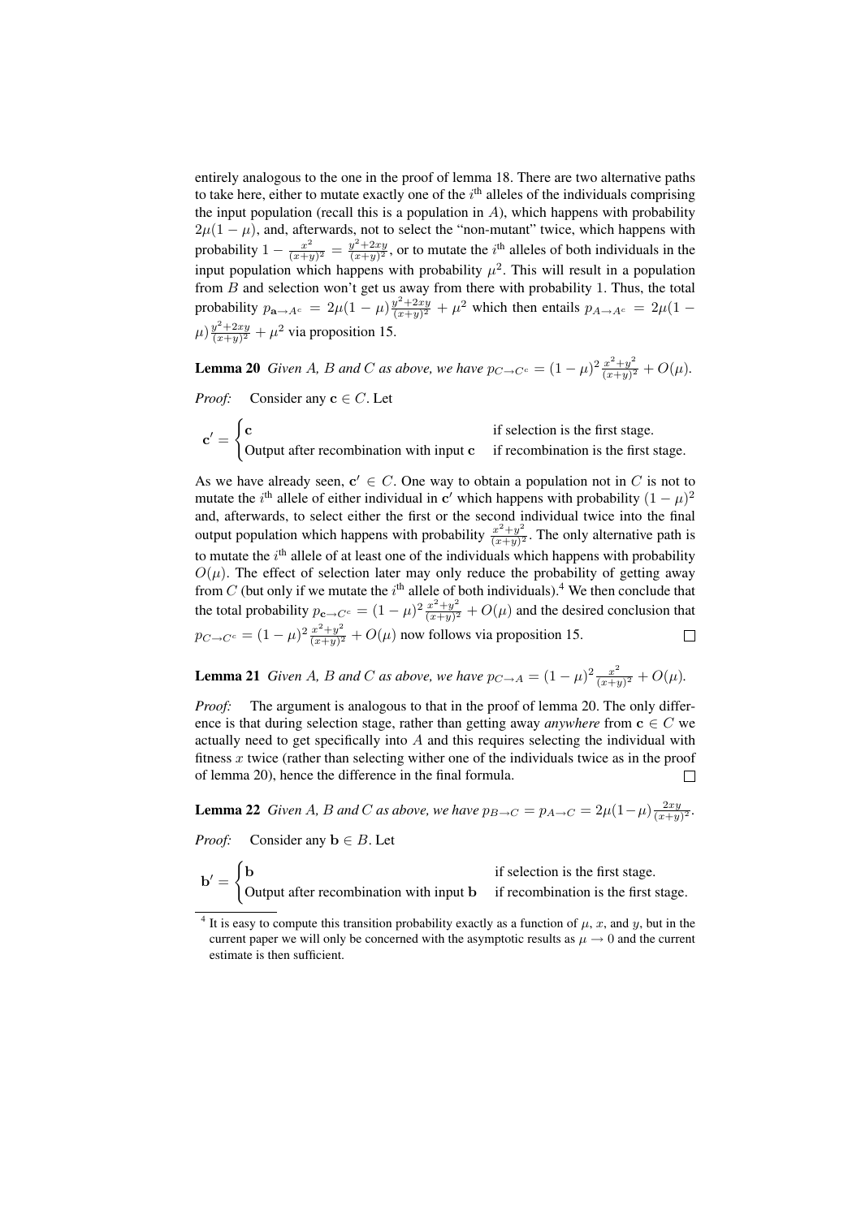entirely analogous to the one in the proof of lemma 18. There are two alternative paths to take here, either to mutate exactly one of the $i^{\text{th}}$ alleles of the individuals comprising the input population (recall this is a population in $A$), which happens with probability $2\mu(1-\mu)$, and, afterwards, not to select the "non-mutant" twice, which happens with probability $1 - \frac{x^2}{(x+y)^2} = \frac{y^2+2xy}{(x+y)^2}$, or to mutate the $i^{\text{th}}$ alleles of both individuals in the input population which happens with probability $\mu^2$. This will result in a population from $B$ and selection won't get us away from there with probability 1. Thus, the total probability $p_{\mathbf{a} \to A^c} = 2\mu(1-\mu)\frac{y^2+2xy}{(x+y)^2} + \mu^2$ which then entails $p_{A \to A^c} = 2\mu(1-\mu)\frac{y^2+2xy}{(x+y)^2} + \mu^2$ via proposition 15.

**Lemma 20** *Given $A$, $B$ and $C$ as above, we have $p_{C \to C^c} = (1-\mu)^2 \frac{x^2+y^2}{(x+y)^2} + O(\mu)$.*

*Proof:* Consider any $\mathbf{c} \in C$. Let

$$\mathbf{c}' = \begin{cases} \mathbf{c} & \text{if selection is the first stage.} \\ \text{Output after recombination with input } \mathbf{c} & \text{if recombination is the first stage.} \end{cases}$$

As we have already seen, $\mathbf{c}' \in C$. One way to obtain a population not in $C$ is not to mutate the $i^{\text{th}}$ allele of either individual in $\mathbf{c}'$ which happens with probability $(1-\mu)^2$ and, afterwards, to select either the first or the second individual twice into the final output population which happens with probability $\frac{x^2+y^2}{(x+y)^2}$. The only alternative path is to mutate the $i^{\text{th}}$ allele of at least one of the individuals which happens with probability $O(\mu)$. The effect of selection later may only reduce the probability of getting away from $C$ (but only if we mutate the $i^{\text{th}}$ allele of both individuals).[4] We then conclude that the total probability $p_{\mathbf{c} \to C^c} = (1-\mu)^2 \frac{x^2+y^2}{(x+y)^2} + O(\mu)$ and the desired conclusion that $p_{C \to C^c} = (1-\mu)^2 \frac{x^2+y^2}{(x+y)^2} + O(\mu)$ now follows via proposition 15. □

**Lemma 21** *Given $A$, $B$ and $C$ as above, we have $p_{C \to A} = (1-\mu)^2 \frac{x^2}{(x+y)^2} + O(\mu)$.*

*Proof:* The argument is analogous to that in the proof of lemma 20. The only difference is that during selection stage, rather than getting away *anywhere* from $\mathbf{c} \in C$ we actually need to get specifically into $A$ and this requires selecting the individual with fitness $x$ twice (rather than selecting wither one of the individuals twice as in the proof of lemma 20), hence the difference in the final formula. □

**Lemma 22** *Given $A$, $B$ and $C$ as above, we have $p_{B \to C} = p_{A \to C} = 2\mu(1-\mu)\frac{2xy}{(x+y)^2}$.*

*Proof:* Consider any $\mathbf{b} \in B$. Let

$$\mathbf{b}' = \begin{cases} \mathbf{b} & \text{if selection is the first stage.} \\ \text{Output after recombination with input } \mathbf{b} & \text{if recombination is the first stage.} \end{cases}$$

[4] It is easy to compute this transition probability exactly as a function of $\mu$, $x$, and $y$, but in the current paper we will only be concerned with the asymptotic results as $\mu \to 0$ and the current estimate is then sufficient.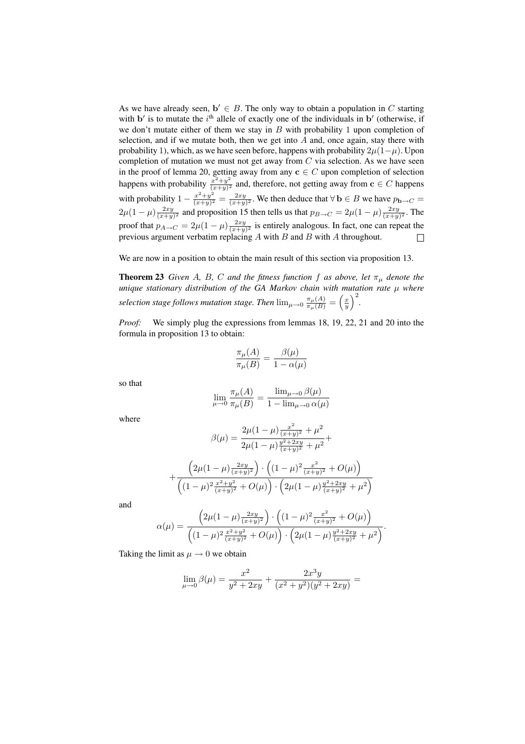As we have already seen, $\mathbf{b}' \in B$. The only way to obtain a population in $C$ starting with $\mathbf{b}'$ is to mutate the $i^{\text{th}}$ allele of exactly one of the individuals in $\mathbf{b}'$ (otherwise, if we don't mutate either of them we stay in $B$ with probability 1 upon completion of selection, and if we mutate both, then we get into $A$ and, once again, stay there with probability 1), which, as we have seen before, happens with probability $2\mu(1-\mu)$. Upon completion of mutation we must not get away from $C$ via selection. As we have seen in the proof of lemma 20, getting away from any $\mathbf{c} \in C$ upon completion of selection happens with probability $\frac{x^2+y^2}{(x+y)^2}$ and, therefore, not getting away from $\mathbf{c} \in C$ happens with probability $1 - \frac{x^2+y^2}{(x+y)^2} = \frac{2xy}{(x+y)^2}$. We then deduce that $\forall\, \mathbf{b} \in B$ we have $p_{\mathbf{b} \to C} = 2\mu(1-\mu)\frac{2xy}{(x+y)^2}$ and proposition 15 then tells us that $p_{B \to C} = 2\mu(1-\mu)\frac{2xy}{(x+y)^2}$. The proof that $p_{A \to C} = 2\mu(1-\mu)\frac{2xy}{(x+y)^2}$ is entirely analogous. In fact, one can repeat the previous argument verbatim replacing $A$ with $B$ and $B$ with $A$ throughout. $\square$

We are now in a position to obtain the main result of this section via proposition 13.

**Theorem 23** *Given $A$, $B$, $C$ and the fitness function $f$ as above, let $\pi_\mu$ denote the unique stationary distribution of the GA Markov chain with mutation rate $\mu$ where selection stage follows mutation stage. Then $\lim_{\mu \to 0} \frac{\pi_\mu(A)}{\pi_\mu(B)} = \left(\frac{x}{y}\right)^2$.*

*Proof:* We simply plug the expressions from lemmas 18, 19, 22, 21 and 20 into the formula in proposition 13 to obtain:

$$\frac{\pi_\mu(A)}{\pi_\mu(B)} = \frac{\beta(\mu)}{1-\alpha(\mu)}$$

so that

$$\lim_{\mu \to 0} \frac{\pi_\mu(A)}{\pi_\mu(B)} = \frac{\lim_{\mu \to 0} \beta(\mu)}{1 - \lim_{\mu \to 0} \alpha(\mu)}$$

where

$$\beta(\mu) = \frac{2\mu(1-\mu)\frac{x^2}{(x+y)^2} + \mu^2}{2\mu(1-\mu)\frac{y^2+2xy}{(x+y)^2} + \mu^2} +$$

$$+ \frac{\left(2\mu(1-\mu)\frac{2xy}{(x+y)^2}\right) \cdot \left((1-\mu)^2 \frac{x^2}{(x+y)^2} + O(\mu)\right)}{\left((1-\mu)^2 \frac{x^2+y^2}{(x+y)^2} + O(\mu)\right) \cdot \left(2\mu(1-\mu)\frac{y^2+2xy}{(x+y)^2} + \mu^2\right)}$$

and

$$\alpha(\mu) = \frac{\left(2\mu(1-\mu)\frac{2xy}{(x+y)^2}\right) \cdot \left((1-\mu)^2 \frac{x^2}{(x+y)^2} + O(\mu)\right)}{\left((1-\mu)^2 \frac{x^2+y^2}{(x+y)^2} + O(\mu)\right) \cdot \left(2\mu(1-\mu)\frac{y^2+2xy}{(x+y)^2} + \mu^2\right)}.$$

Taking the limit as $\mu \to 0$ we obtain

$$\lim_{\mu \to 0} \beta(\mu) = \frac{x^2}{y^2+2xy} + \frac{2x^3y}{(x^2+y^2)(y^2+2xy)} =$$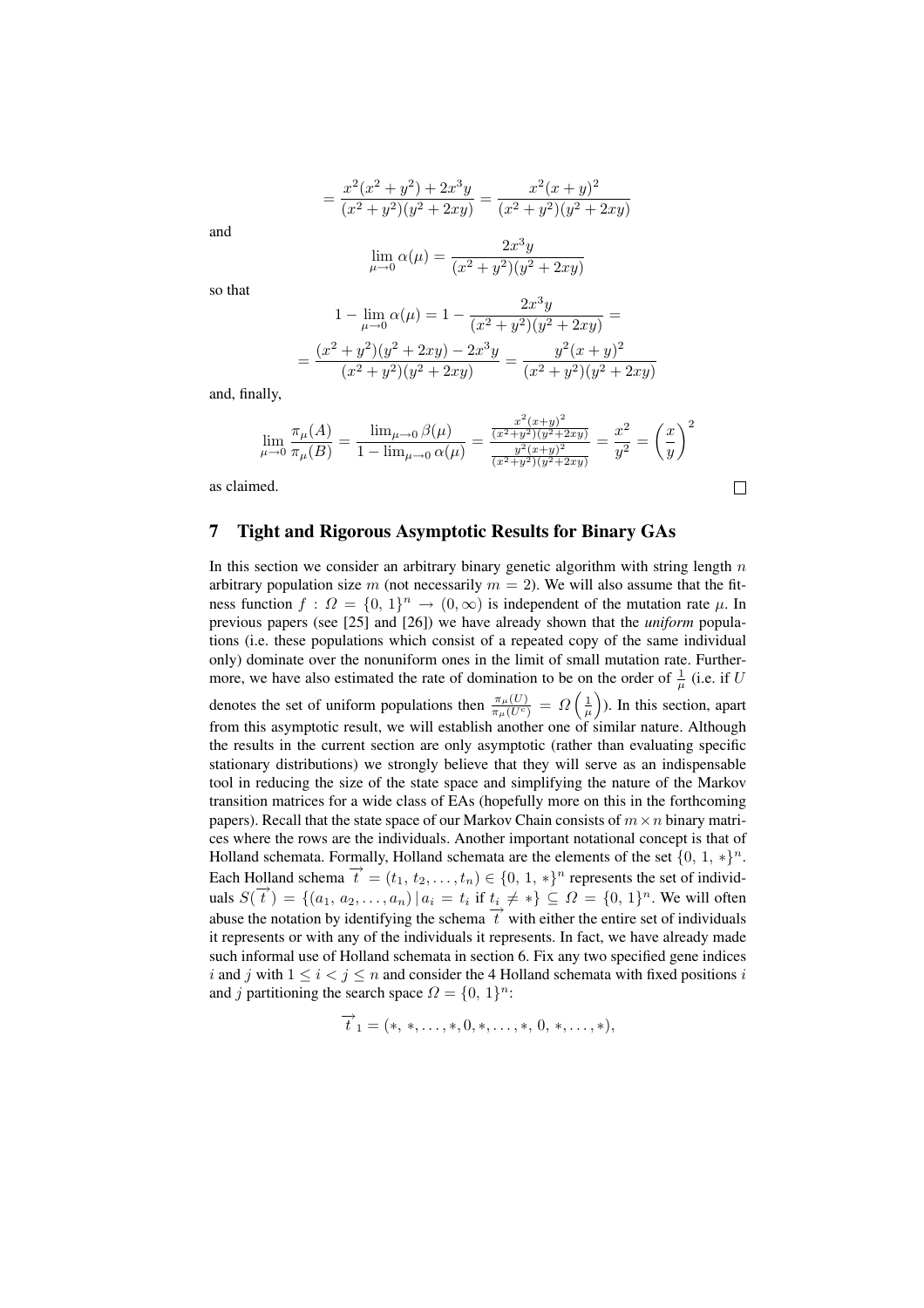$$= \frac{x^2(x^2+y^2) + 2x^3y}{(x^2+y^2)(y^2+2xy)} = \frac{x^2(x+y)^2}{(x^2+y^2)(y^2+2xy)}$$

and

$$\lim_{\mu \to 0} \alpha(\mu) = \frac{2x^3y}{(x^2+y^2)(y^2+2xy)}$$

so that

$$1 - \lim_{\mu \to 0} \alpha(\mu) = 1 - \frac{2x^3y}{(x^2+y^2)(y^2+2xy)} =$$

$$= \frac{(x^2+y^2)(y^2+2xy) - 2x^3y}{(x^2+y^2)(y^2+2xy)} = \frac{y^2(x+y)^2}{(x^2+y^2)(y^2+2xy)}$$

and, finally,

$$\lim_{\mu \to 0} \frac{\pi_\mu(A)}{\pi_\mu(B)} = \frac{\lim_{\mu \to 0} \beta(\mu)}{1 - \lim_{\mu \to 0} \alpha(\mu)} = \frac{\frac{x^2(x+y)^2}{(x^2+y^2)(y^2+2xy)}}{\frac{y^2(x+y)^2}{(x^2+y^2)(y^2+2xy)}} = \frac{x^2}{y^2} = \left(\frac{x}{y}\right)^2$$

as claimed. □

## 7 Tight and Rigorous Asymptotic Results for Binary GAs

In this section we consider an arbitrary binary genetic algorithm with string length $n$ arbitrary population size $m$ (not necessarily $m = 2$). We will also assume that the fitness function $f : \Omega = \{0, 1\}^n \to (0, \infty)$ is independent of the mutation rate $\mu$. In previous papers (see [25] and [26]) we have already shown that the *uniform* populations (i.e. these populations which consist of a repeated copy of the same individual only) dominate over the nonuniform ones in the limit of small mutation rate. Furthermore, we have also estimated the rate of domination to be on the order of $\frac{1}{\mu}$ (i.e. if $U$ denotes the set of uniform populations then $\frac{\pi_\mu(U)}{\pi_\mu(U^c)} = \Omega\left(\frac{1}{\mu}\right)$). In this section, apart from this asymptotic result, we will establish another one of similar nature. Although the results in the current section are only asymptotic (rather than evaluating specific stationary distributions) we strongly believe that they will serve as an indispensable tool in reducing the size of the state space and simplifying the nature of the Markov transition matrices for a wide class of EAs (hopefully more on this in the forthcoming papers). Recall that the state space of our Markov Chain consists of $m \times n$ binary matrices where the rows are the individuals. Another important notational concept is that of Holland schemata. Formally, Holland schemata are the elements of the set $\{0, 1, *\}^n$. Each Holland schema $\overrightarrow{t} = (t_1, t_2, \ldots, t_n) \in \{0, 1, *\}^n$ represents the set of individuals $S(\overrightarrow{t}) = \{(a_1, a_2, \ldots, a_n) \,|\, a_i = t_i \text{ if } t_i \neq *\} \subseteq \Omega = \{0, 1\}^n$. We will often abuse the notation by identifying the schema $\overrightarrow{t}$ with either the entire set of individuals it represents or with any of the individuals it represents. In fact, we have already made such informal use of Holland schemata in section 6. Fix any two specified gene indices $i$ and $j$ with $1 \leq i < j \leq n$ and consider the 4 Holland schemata with fixed positions $i$ and $j$ partitioning the search space $\Omega = \{0, 1\}^n$:

$$\overrightarrow{t}_1 = (*, *, \ldots, *, 0, *, \ldots, *, 0, *, \ldots, *),$$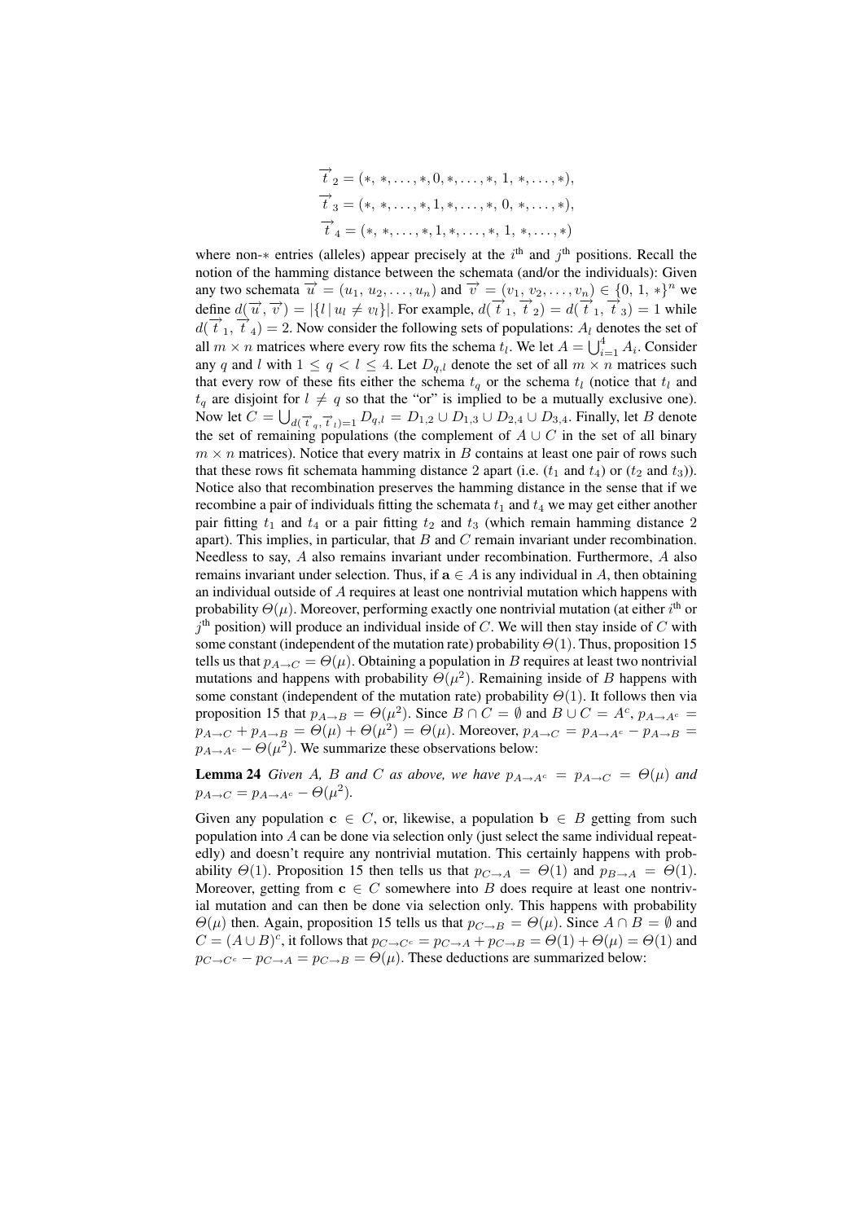$$\overrightarrow{t}_2 = (*, *, \ldots, *, 0, *, \ldots, *, 1, *, \ldots, *),$$
$$\overrightarrow{t}_3 = (*, *, \ldots, *, 1, *, \ldots, *, 0, *, \ldots, *),$$
$$\overrightarrow{t}_4 = (*, *, \ldots, *, 1, *, \ldots, *, 1, *, \ldots, *)$$

where non-$*$ entries (alleles) appear precisely at the $i^{\text{th}}$ and $j^{\text{th}}$ positions. Recall the notion of the hamming distance between the schemata (and/or the individuals): Given any two schemata $\overrightarrow{u} = (u_1, u_2, \ldots, u_n)$ and $\overrightarrow{v} = (v_1, v_2, \ldots, v_n) \in \{0, 1, *\}^n$ we define $d(\overrightarrow{u}, \overrightarrow{v}) = |\{l \,|\, u_l \neq v_l\}|$. For example, $d(\overrightarrow{t}_1, \overrightarrow{t}_2) = d(\overrightarrow{t}_1, \overrightarrow{t}_3) = 1$ while $d(\overrightarrow{t}_1, \overrightarrow{t}_4) = 2$. Now consider the following sets of populations: $A_l$ denotes the set of all $m \times n$ matrices where every row fits the schema $t_l$. We let $A = \bigcup_{i=1}^{4} A_i$. Consider any $q$ and $l$ with $1 \leq q < l \leq 4$. Let $D_{q,l}$ denote the set of all $m \times n$ matrices such that every row of these fits either the schema $t_q$ or the schema $t_l$ (notice that $t_l$ and $t_q$ are disjoint for $l \neq q$ so that the "or" is implied to be a mutually exclusive one). Now let $C = \bigcup_{d(\overrightarrow{t}_q, \overrightarrow{t}_l)=1} D_{q,l} = D_{1,2} \cup D_{1,3} \cup D_{2,4} \cup D_{3,4}$. Finally, let $B$ denote the set of remaining populations (the complement of $A \cup C$ in the set of all binary $m \times n$ matrices). Notice that every matrix in $B$ contains at least one pair of rows such that these rows fit schemata hamming distance 2 apart (i.e. ($t_1$ and $t_4$) or ($t_2$ and $t_3$)). Notice also that recombination preserves the hamming distance in the sense that if we recombine a pair of individuals fitting the schemata $t_1$ and $t_4$ we may get either another pair fitting $t_1$ and $t_4$ or a pair fitting $t_2$ and $t_3$ (which remain hamming distance 2 apart). This implies, in particular, that $B$ and $C$ remain invariant under recombination. Needless to say, $A$ also remains invariant under recombination. Furthermore, $A$ also remains invariant under selection. Thus, if $\mathbf{a} \in A$ is any individual in $A$, then obtaining an individual outside of $A$ requires at least one nontrivial mutation which happens with probability $\Theta(\mu)$. Moreover, performing exactly one nontrivial mutation (at either $i^{\text{th}}$ or $j^{\text{th}}$ position) will produce an individual inside of $C$. We will then stay inside of $C$ with some constant (independent of the mutation rate) probability $\Theta(1)$. Thus, proposition 15 tells us that $p_{A \to C} = \Theta(\mu)$. Obtaining a population in $B$ requires at least two nontrivial mutations and happens with probability $\Theta(\mu^2)$. Remaining inside of $B$ happens with some constant (independent of the mutation rate) probability $\Theta(1)$. It follows then via proposition 15 that $p_{A \to B} = \Theta(\mu^2)$. Since $B \cap C = \emptyset$ and $B \cup C = A^c$, $p_{A \to A^c} = p_{A \to C} + p_{A \to B} = \Theta(\mu) + \Theta(\mu^2) = \Theta(\mu)$. Moreover, $p_{A \to C} = p_{A \to A^c} - p_{A \to B} = p_{A \to A^c} - \Theta(\mu^2)$. We summarize these observations below:

**Lemma 24** *Given A, B and C as above, we have $p_{A \to A^c} = p_{A \to C} = \Theta(\mu)$ and $p_{A \to C} = p_{A \to A^c} - \Theta(\mu^2)$.*

Given any population $\mathbf{c} \in C$, or, likewise, a population $\mathbf{b} \in B$ getting from such population into $A$ can be done via selection only (just select the same individual repeatedly) and doesn't require any nontrivial mutation. This certainly happens with probability $\Theta(1)$. Proposition 15 then tells us that $p_{C \to A} = \Theta(1)$ and $p_{B \to A} = \Theta(1)$. Moreover, getting from $\mathbf{c} \in C$ somewhere into $B$ does require at least one nontrivial mutation and can then be done via selection only. This happens with probability $\Theta(\mu)$ then. Again, proposition 15 tells us that $p_{C \to B} = \Theta(\mu)$. Since $A \cap B = \emptyset$ and $C = (A \cup B)^c$, it follows that $p_{C \to C^c} = p_{C \to A} + p_{C \to B} = \Theta(1) + \Theta(\mu) = \Theta(1)$ and $p_{C \to C^c} - p_{C \to A} = p_{C \to B} = \Theta(\mu)$. These deductions are summarized below: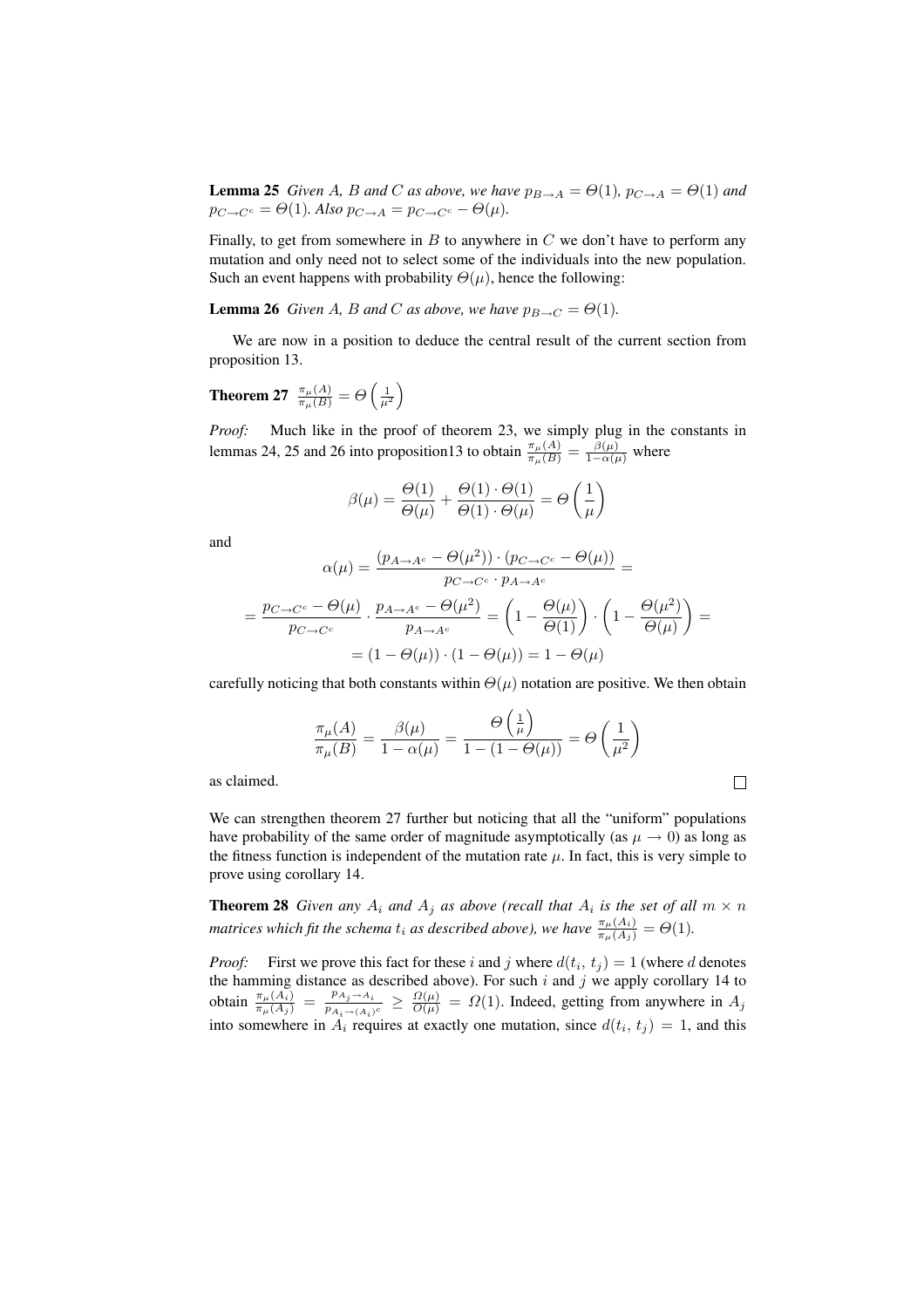**Lemma 25** *Given A, B and C as above, we have $p_{B\to A} = \Theta(1)$, $p_{C\to A} = \Theta(1)$ and $p_{C\to C^c} = \Theta(1)$. Also $p_{C\to A} = p_{C\to C^c} - \Theta(\mu)$.*

Finally, to get from somewhere in $B$ to anywhere in $C$ we don't have to perform any mutation and only need not to select some of the individuals into the new population. Such an event happens with probability $\Theta(\mu)$, hence the following:

**Lemma 26** *Given A, B and C as above, we have $p_{B\to C} = \Theta(1)$.*

We are now in a position to deduce the central result of the current section from proposition 13.

**Theorem 27** $\frac{\pi_\mu(A)}{\pi_\mu(B)} = \Theta\left(\frac{1}{\mu^2}\right)$

*Proof:* Much like in the proof of theorem 23, we simply plug in the constants in lemmas 24, 25 and 26 into proposition13 to obtain $\frac{\pi_\mu(A)}{\pi_\mu(B)} = \frac{\beta(\mu)}{1-\alpha(\mu)}$ where

$$\beta(\mu) = \frac{\Theta(1)}{\Theta(\mu)} + \frac{\Theta(1)\cdot\Theta(1)}{\Theta(1)\cdot\Theta(\mu)} = \Theta\left(\frac{1}{\mu}\right)$$

and

$$\alpha(\mu) = \frac{(p_{A\to A^c} - \Theta(\mu^2))\cdot(p_{C\to C^c} - \Theta(\mu))}{p_{C\to C^c}\cdot p_{A\to A^c}} =$$

$$= \frac{p_{C\to C^c} - \Theta(\mu)}{p_{C\to C^c}} \cdot \frac{p_{A\to A^c} - \Theta(\mu^2)}{p_{A\to A^c}} = \left(1 - \frac{\Theta(\mu)}{\Theta(1)}\right)\cdot\left(1 - \frac{\Theta(\mu^2)}{\Theta(\mu)}\right) =$$

$$= (1 - \Theta(\mu))\cdot(1 - \Theta(\mu)) = 1 - \Theta(\mu)$$

carefully noticing that both constants within $\Theta(\mu)$ notation are positive. We then obtain

$$\frac{\pi_\mu(A)}{\pi_\mu(B)} = \frac{\beta(\mu)}{1-\alpha(\mu)} = \frac{\Theta\left(\frac{1}{\mu}\right)}{1-(1-\Theta(\mu))} = \Theta\left(\frac{1}{\mu^2}\right)$$

as claimed. □

We can strengthen theorem 27 further but noticing that all the "uniform" populations have probability of the same order of magnitude asymptotically (as $\mu \to 0$) as long as the fitness function is independent of the mutation rate $\mu$. In fact, this is very simple to prove using corollary 14.

**Theorem 28** *Given any $A_i$ and $A_j$ as above (recall that $A_i$ is the set of all $m \times n$ matrices which fit the schema $t_i$ as described above), we have $\frac{\pi_\mu(A_i)}{\pi_\mu(A_j)} = \Theta(1)$.*

*Proof:* First we prove this fact for these $i$ and $j$ where $d(t_i,\, t_j) = 1$ (where $d$ denotes the hamming distance as described above). For such $i$ and $j$ we apply corollary 14 to obtain $\frac{\pi_\mu(A_i)}{\pi_\mu(A_j)} = \frac{p_{A_j\to A_i}}{p_{A_i\to(A_i)^c}} \geq \frac{\Omega(\mu)}{O(\mu)} = \Omega(1)$. Indeed, getting from anywhere in $A_j$ into somewhere in $A_i$ requires at exactly one mutation, since $d(t_i,\, t_j) = 1$, and this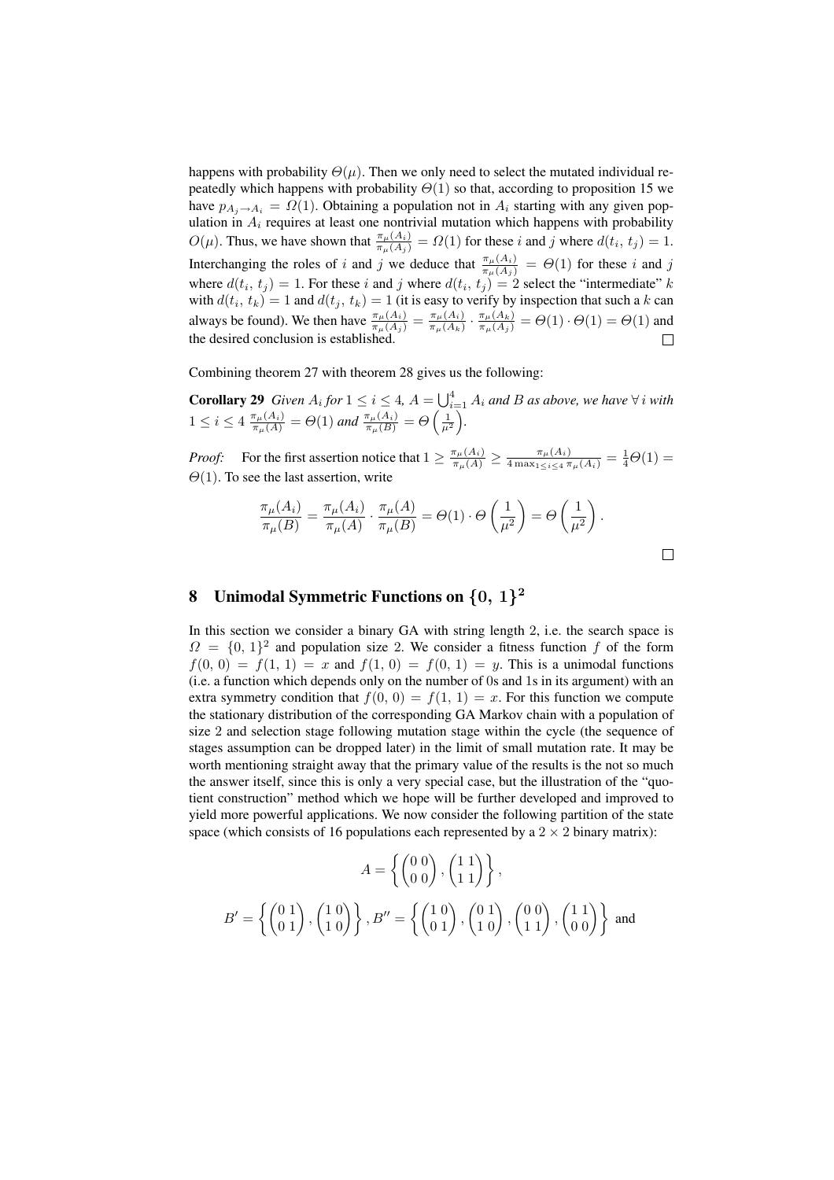happens with probability $\Theta(\mu)$. Then we only need to select the mutated individual repeatedly which happens with probability $\Theta(1)$ so that, according to proposition 15 we have $p_{A_j \to A_i} = \Omega(1)$. Obtaining a population not in $A_i$ starting with any given population in $A_i$ requires at least one nontrivial mutation which happens with probability $O(\mu)$. Thus, we have shown that $\frac{\pi_\mu(A_i)}{\pi_\mu(A_j)} = \Omega(1)$ for these $i$ and $j$ where $d(t_i,\, t_j) = 1$. Interchanging the roles of $i$ and $j$ we deduce that $\frac{\pi_\mu(A_i)}{\pi_\mu(A_j)} = \Theta(1)$ for these $i$ and $j$ where $d(t_i,\, t_j) = 1$. For these $i$ and $j$ where $d(t_i,\, t_j) = 2$ select the "intermediate" $k$ with $d(t_i,\, t_k) = 1$ and $d(t_j,\, t_k) = 1$ (it is easy to verify by inspection that such a $k$ can always be found). We then have $\frac{\pi_\mu(A_i)}{\pi_\mu(A_j)} = \frac{\pi_\mu(A_i)}{\pi_\mu(A_k)} \cdot \frac{\pi_\mu(A_k)}{\pi_\mu(A_j)} = \Theta(1) \cdot \Theta(1) = \Theta(1)$ and the desired conclusion is established. □

Combining theorem 27 with theorem 28 gives us the following:

**Corollary 29** *Given $A_i$ for $1 \leq i \leq 4$, $A = \bigcup_{i=1}^{4} A_i$ and $B$ as above, we have $\forall\, i$ with $1 \leq i \leq 4$ $\frac{\pi_\mu(A_i)}{\pi_\mu(A)} = \Theta(1)$ and $\frac{\pi_\mu(A_i)}{\pi_\mu(B)} = \Theta\left(\frac{1}{\mu^2}\right)$.*

*Proof:* For the first assertion notice that $1 \geq \frac{\pi_\mu(A_i)}{\pi_\mu(A)} \geq \frac{\pi_\mu(A_i)}{4 \max_{1 \leq i \leq 4} \pi_\mu(A_i)} = \frac{1}{4}\Theta(1) = \Theta(1)$. To see the last assertion, write

$$\frac{\pi_\mu(A_i)}{\pi_\mu(B)} = \frac{\pi_\mu(A_i)}{\pi_\mu(A)} \cdot \frac{\pi_\mu(A)}{\pi_\mu(B)} = \Theta(1) \cdot \Theta\left(\frac{1}{\mu^2}\right) = \Theta\left(\frac{1}{\mu^2}\right).$$

□

## 8 Unimodal Symmetric Functions on $\{0,\, 1\}^2$

In this section we consider a binary GA with string length 2, i.e. the search space is $\Omega = \{0,\, 1\}^2$ and population size 2. We consider a fitness function $f$ of the form $f(0,\, 0) = f(1,\, 1) = x$ and $f(1,\, 0) = f(0,\, 1) = y$. This is a unimodal functions (i.e. a function which depends only on the number of 0s and 1s in its argument) with an extra symmetry condition that $f(0,\, 0) = f(1,\, 1) = x$. For this function we compute the stationary distribution of the corresponding GA Markov chain with a population of size 2 and selection stage following mutation stage within the cycle (the sequence of stages assumption can be dropped later) in the limit of small mutation rate. It may be worth mentioning straight away that the primary value of the results is the not so much the answer itself, since this is only a very special case, but the illustration of the "quotient construction" method which we hope will be further developed and improved to yield more powerful applications. We now consider the following partition of the state space (which consists of 16 populations each represented by a $2 \times 2$ binary matrix):

$$A = \left\{ \begin{pmatrix} 0\,0 \\ 0\,0 \end{pmatrix}, \begin{pmatrix} 1\,1 \\ 1\,1 \end{pmatrix} \right\},$$

$$B' = \left\{ \begin{pmatrix} 0\,1 \\ 0\,1 \end{pmatrix}, \begin{pmatrix} 1\,0 \\ 1\,0 \end{pmatrix} \right\}, B'' = \left\{ \begin{pmatrix} 1\,0 \\ 0\,1 \end{pmatrix}, \begin{pmatrix} 0\,1 \\ 1\,0 \end{pmatrix}, \begin{pmatrix} 0\,0 \\ 1\,1 \end{pmatrix}, \begin{pmatrix} 1\,1 \\ 0\,0 \end{pmatrix} \right\} \text{ and}$$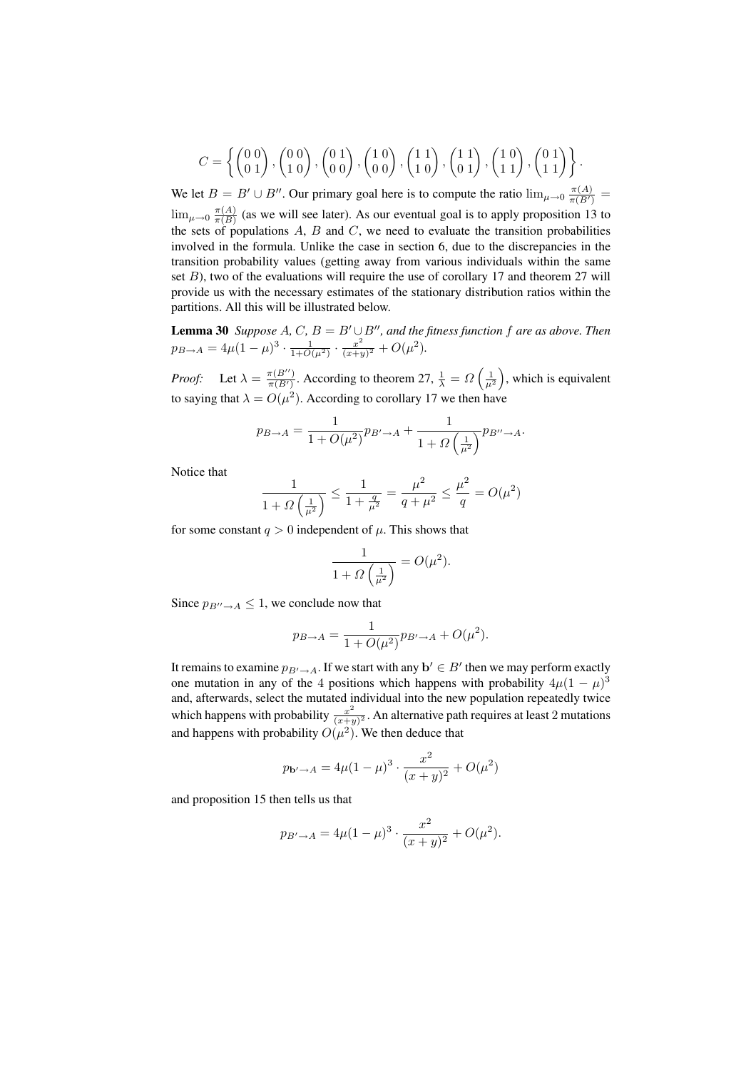$$C = \left\{ \begin{pmatrix} 0\,0 \\ 0\,1 \end{pmatrix}, \begin{pmatrix} 0\,0 \\ 1\,0 \end{pmatrix}, \begin{pmatrix} 0\,1 \\ 0\,0 \end{pmatrix}, \begin{pmatrix} 1\,0 \\ 0\,0 \end{pmatrix}, \begin{pmatrix} 1\,1 \\ 1\,0 \end{pmatrix}, \begin{pmatrix} 1\,1 \\ 0\,1 \end{pmatrix}, \begin{pmatrix} 1\,0 \\ 1\,1 \end{pmatrix}, \begin{pmatrix} 0\,1 \\ 1\,1 \end{pmatrix} \right\}.$$

We let $B = B' \cup B''$. Our primary goal here is to compute the ratio $\lim_{\mu \to 0} \frac{\pi(A)}{\pi(B')} = \lim_{\mu \to 0} \frac{\pi(A)}{\pi(B)}$ (as we will see later). As our eventual goal is to apply proposition 13 to the sets of populations $A$, $B$ and $C$, we need to evaluate the transition probabilities involved in the formula. Unlike the case in section 6, due to the discrepancies in the transition probability values (getting away from various individuals within the same set $B$), two of the evaluations will require the use of corollary 17 and theorem 27 will provide us with the necessary estimates of the stationary distribution ratios within the partitions. All this will be illustrated below.

**Lemma 30** *Suppose $A$, $C$, $B = B' \cup B''$, and the fitness function $f$ are as above. Then $p_{B \to A} = 4\mu(1-\mu)^3 \cdot \frac{1}{1+O(\mu^2)} \cdot \frac{x^2}{(x+y)^2} + O(\mu^2)$.*

*Proof:* Let $\lambda = \frac{\pi(B'')}{\pi(B')}$. According to theorem 27, $\frac{1}{\lambda} = \Omega\left(\frac{1}{\mu^2}\right)$, which is equivalent to saying that $\lambda = O(\mu^2)$. According to corollary 17 we then have

$$p_{B \to A} = \frac{1}{1+O(\mu^2)} p_{B' \to A} + \frac{1}{1+\Omega\left(\frac{1}{\mu^2}\right)} p_{B'' \to A}.$$

Notice that

$$\frac{1}{1+\Omega\left(\frac{1}{\mu^2}\right)} \leq \frac{1}{1+\frac{q}{\mu^2}} = \frac{\mu^2}{q+\mu^2} \leq \frac{\mu^2}{q} = O(\mu^2)$$

for some constant $q > 0$ independent of $\mu$. This shows that

$$\frac{1}{1+\Omega\left(\frac{1}{\mu^2}\right)} = O(\mu^2).$$

Since $p_{B'' \to A} \leq 1$, we conclude now that

$$p_{B \to A} = \frac{1}{1+O(\mu^2)} p_{B' \to A} + O(\mu^2).$$

It remains to examine $p_{B' \to A}$. If we start with any $\mathbf{b}' \in B'$ then we may perform exactly one mutation in any of the 4 positions which happens with probability $4\mu(1-\mu)^3$ and, afterwards, select the mutated individual into the new population repeatedly twice which happens with probability $\frac{x^2}{(x+y)^2}$. An alternative path requires at least 2 mutations and happens with probability $O(\mu^2)$. We then deduce that

$$p_{\mathbf{b}' \to A} = 4\mu(1-\mu)^3 \cdot \frac{x^2}{(x+y)^2} + O(\mu^2)$$

and proposition 15 then tells us that

$$p_{B' \to A} = 4\mu(1-\mu)^3 \cdot \frac{x^2}{(x+y)^2} + O(\mu^2).$$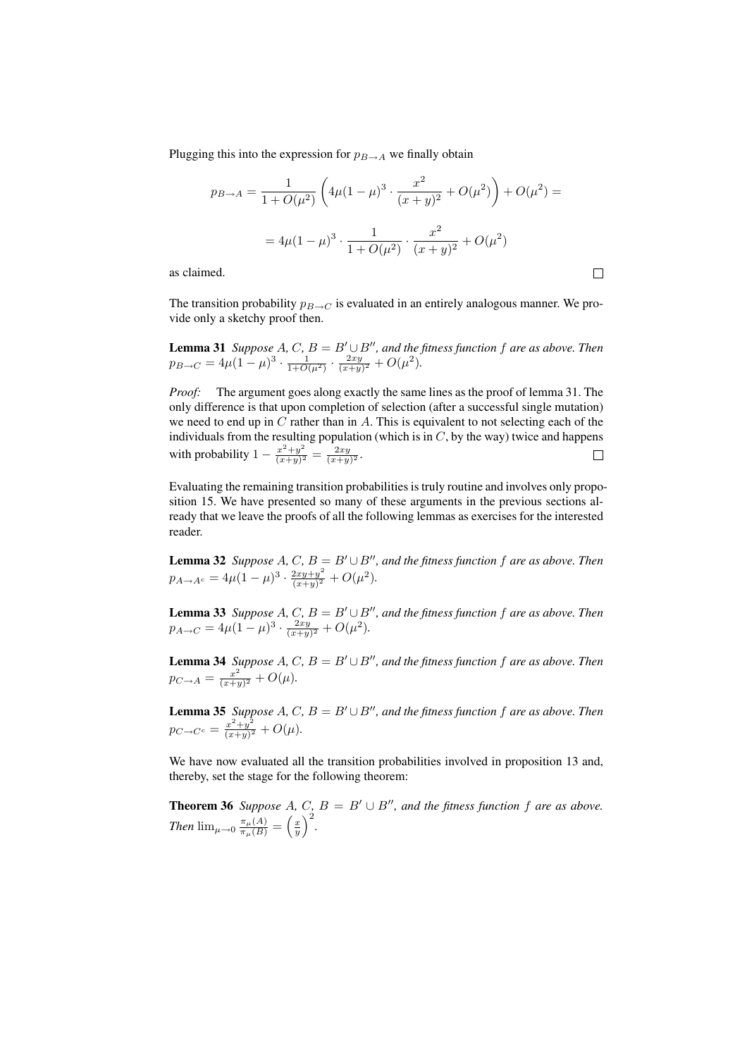Plugging this into the expression for $p_{B\to A}$ we finally obtain

$$p_{B\to A} = \frac{1}{1+O(\mu^2)}\left(4\mu(1-\mu)^3\cdot\frac{x^2}{(x+y)^2} + O(\mu^2)\right) + O(\mu^2) =$$

$$= 4\mu(1-\mu)^3\cdot\frac{1}{1+O(\mu^2)}\cdot\frac{x^2}{(x+y)^2} + O(\mu^2)$$

as claimed. □

The transition probability $p_{B\to C}$ is evaluated in an entirely analogous manner. We provide only a sketchy proof then.

**Lemma 31** *Suppose $A$, $C$, $B = B' \cup B''$, and the fitness function $f$ are as above. Then $p_{B\to C} = 4\mu(1-\mu)^3\cdot\frac{1}{1+O(\mu^2)}\cdot\frac{2xy}{(x+y)^2} + O(\mu^2)$.*

*Proof:* The argument goes along exactly the same lines as the proof of lemma 31. The only difference is that upon completion of selection (after a successful single mutation) we need to end up in $C$ rather than in $A$. This is equivalent to not selecting each of the individuals from the resulting population (which is in $C$, by the way) twice and happens with probability $1 - \frac{x^2+y^2}{(x+y)^2} = \frac{2xy}{(x+y)^2}$. □

Evaluating the remaining transition probabilities is truly routine and involves only proposition 15. We have presented so many of these arguments in the previous sections already that we leave the proofs of all the following lemmas as exercises for the interested reader.

**Lemma 32** *Suppose $A$, $C$, $B = B' \cup B''$, and the fitness function $f$ are as above. Then $p_{A\to A^c} = 4\mu(1-\mu)^3\cdot\frac{2xy+y^2}{(x+y)^2} + O(\mu^2)$.*

**Lemma 33** *Suppose $A$, $C$, $B = B' \cup B''$, and the fitness function $f$ are as above. Then $p_{A\to C} = 4\mu(1-\mu)^3\cdot\frac{2xy}{(x+y)^2} + O(\mu^2)$.*

**Lemma 34** *Suppose $A$, $C$, $B = B' \cup B''$, and the fitness function $f$ are as above. Then $p_{C\to A} = \frac{x^2}{(x+y)^2} + O(\mu)$.*

**Lemma 35** *Suppose $A$, $C$, $B = B' \cup B''$, and the fitness function $f$ are as above. Then $p_{C\to C^c} = \frac{x^2+y^2}{(x+y)^2} + O(\mu)$.*

We have now evaluated all the transition probabilities involved in proposition 13 and, thereby, set the stage for the following theorem:

**Theorem 36** *Suppose $A$, $C$, $B = B' \cup B''$, and the fitness function $f$ are as above. Then $\lim_{\mu\to 0}\frac{\pi_\mu(A)}{\pi_\mu(B)} = \left(\frac{x}{y}\right)^2$.*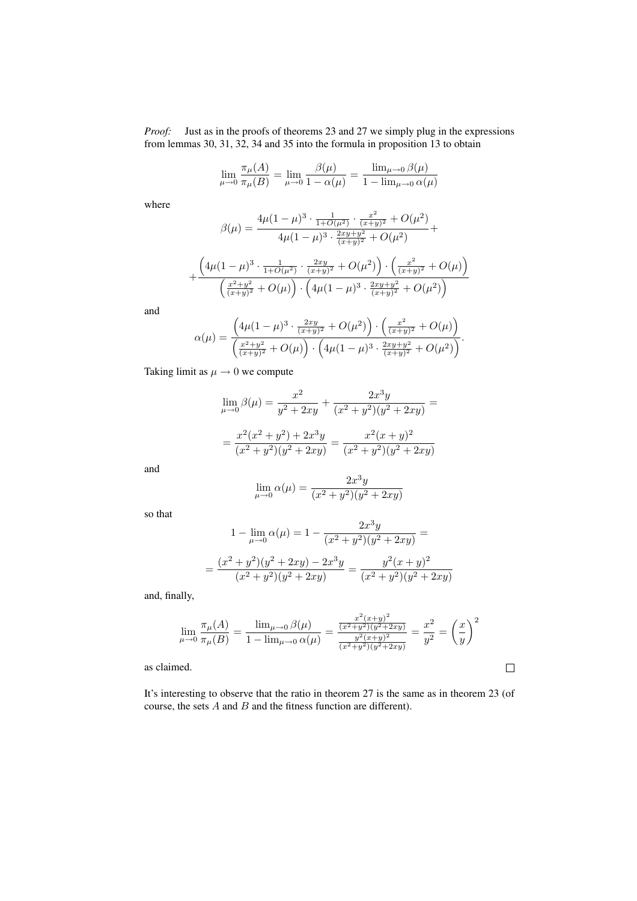*Proof:* Just as in the proofs of theorems 23 and 27 we simply plug in the expressions from lemmas 30, 31, 32, 34 and 35 into the formula in proposition 13 to obtain

$$\lim_{\mu \to 0} \frac{\pi_\mu(A)}{\pi_\mu(B)} = \lim_{\mu \to 0} \frac{\beta(\mu)}{1 - \alpha(\mu)} = \frac{\lim_{\mu \to 0} \beta(\mu)}{1 - \lim_{\mu \to 0} \alpha(\mu)}$$

where

$$\beta(\mu) = \frac{4\mu(1-\mu)^3 \cdot \frac{1}{1+O(\mu^2)} \cdot \frac{x^2}{(x+y)^2} + O(\mu^2)}{4\mu(1-\mu)^3 \cdot \frac{2xy+y^2}{(x+y)^2} + O(\mu^2)} +$$

$$+ \frac{\left(4\mu(1-\mu)^3 \cdot \frac{1}{1+O(\mu^2)} \cdot \frac{2xy}{(x+y)^2} + O(\mu^2)\right) \cdot \left(\frac{x^2}{(x+y)^2} + O(\mu)\right)}{\left(\frac{x^2+y^2}{(x+y)^2} + O(\mu)\right) \cdot \left(4\mu(1-\mu)^3 \cdot \frac{2xy+y^2}{(x+y)^2} + O(\mu^2)\right)}$$

and

$$\alpha(\mu) = \frac{\left(4\mu(1-\mu)^3 \cdot \frac{2xy}{(x+y)^2} + O(\mu^2)\right) \cdot \left(\frac{x^2}{(x+y)^2} + O(\mu)\right)}{\left(\frac{x^2+y^2}{(x+y)^2} + O(\mu)\right) \cdot \left(4\mu(1-\mu)^3 \cdot \frac{2xy+y^2}{(x+y)^2} + O(\mu^2)\right)}.$$

Taking limit as $\mu \to 0$ we compute

$$\lim_{\mu \to 0} \beta(\mu) = \frac{x^2}{y^2 + 2xy} + \frac{2x^3y}{(x^2+y^2)(y^2+2xy)} =$$

$$= \frac{x^2(x^2+y^2) + 2x^3y}{(x^2+y^2)(y^2+2xy)} = \frac{x^2(x+y)^2}{(x^2+y^2)(y^2+2xy)}$$

and

$$\lim_{\mu \to 0} \alpha(\mu) = \frac{2x^3y}{(x^2+y^2)(y^2+2xy)}$$

so that

$$1 - \lim_{\mu \to 0} \alpha(\mu) = 1 - \frac{2x^3y}{(x^2+y^2)(y^2+2xy)} =$$

$$= \frac{(x^2+y^2)(y^2+2xy) - 2x^3y}{(x^2+y^2)(y^2+2xy)} = \frac{y^2(x+y)^2}{(x^2+y^2)(y^2+2xy)}$$

and, finally,

$$\lim_{\mu \to 0} \frac{\pi_\mu(A)}{\pi_\mu(B)} = \frac{\lim_{\mu \to 0} \beta(\mu)}{1 - \lim_{\mu \to 0} \alpha(\mu)} = \frac{\frac{x^2(x+y)^2}{(x^2+y^2)(y^2+2xy)}}{\frac{y^2(x+y)^2}{(x^2+y^2)(y^2+2xy)}} = \frac{x^2}{y^2} = \left(\frac{x}{y}\right)^2$$

as claimed. □

It's interesting to observe that the ratio in theorem 27 is the same as in theorem 23 (of course, the sets $A$ and $B$ and the fitness function are different).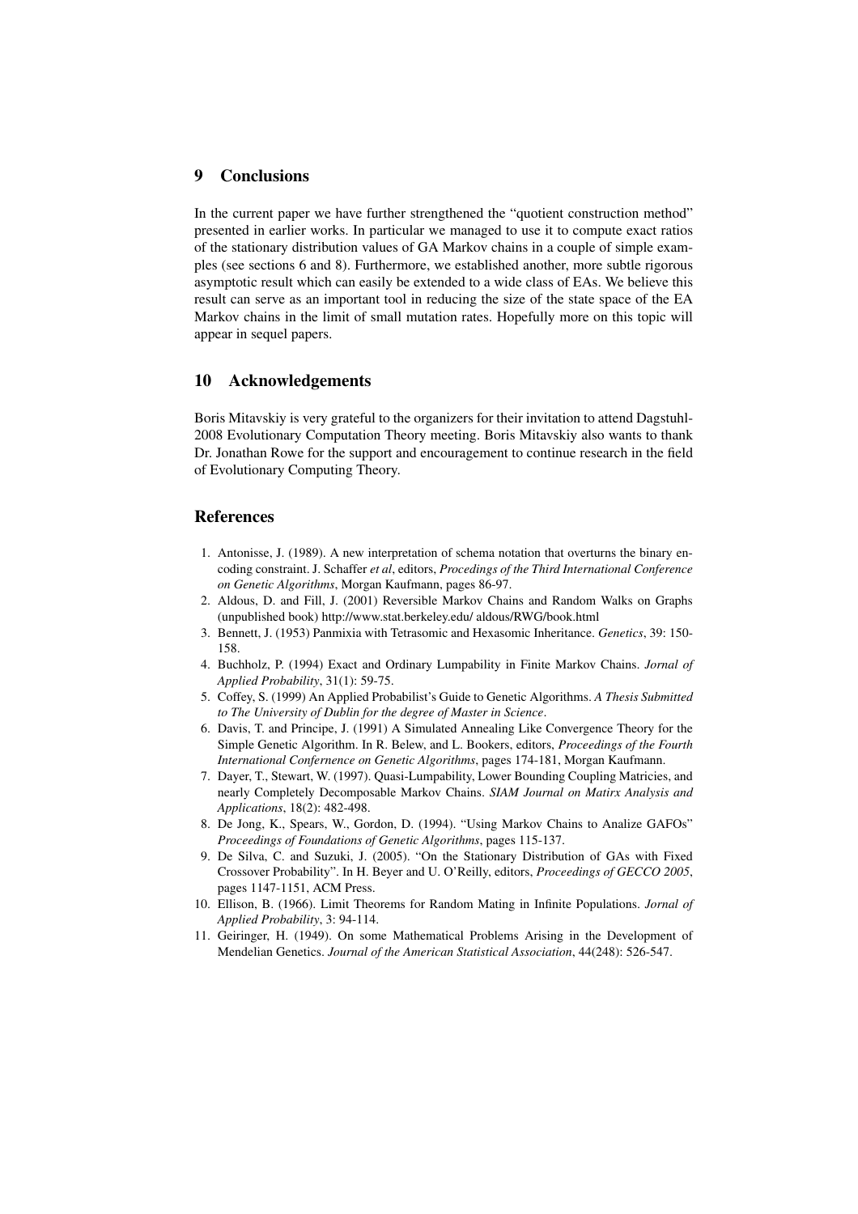## 9 Conclusions

In the current paper we have further strengthened the "quotient construction method" presented in earlier works. In particular we managed to use it to compute exact ratios of the stationary distribution values of GA Markov chains in a couple of simple examples (see sections 6 and 8). Furthermore, we established another, more subtle rigorous asymptotic result which can easily be extended to a wide class of EAs. We believe this result can serve as an important tool in reducing the size of the state space of the EA Markov chains in the limit of small mutation rates. Hopefully more on this topic will appear in sequel papers.

## 10 Acknowledgements

Boris Mitavskiy is very grateful to the organizers for their invitation to attend Dagstuhl-2008 Evolutionary Computation Theory meeting. Boris Mitavskiy also wants to thank Dr. Jonathan Rowe for the support and encouragement to continue research in the field of Evolutionary Computing Theory.

## References

1. Antonisse, J. (1989). A new interpretation of schema notation that overturns the binary encoding constraint. J. Schaffer *et al*, editors, *Procedings of the Third International Conference on Genetic Algorithms*, Morgan Kaufmann, pages 86-97.
2. Aldous, D. and Fill, J. (2001) Reversible Markov Chains and Random Walks on Graphs (unpublished book) http://www.stat.berkeley.edu/ aldous/RWG/book.html
3. Bennett, J. (1953) Panmixia with Tetrasomic and Hexasomic Inheritance. *Genetics*, 39: 150-158.
4. Buchholz, P. (1994) Exact and Ordinary Lumpability in Finite Markov Chains. *Jornal of Applied Probability*, 31(1): 59-75.
5. Coffey, S. (1999) An Applied Probabilist's Guide to Genetic Algorithms. *A Thesis Submitted to The University of Dublin for the degree of Master in Science*.
6. Davis, T. and Principe, J. (1991) A Simulated Annealing Like Convergence Theory for the Simple Genetic Algorithm. In R. Belew, and L. Bookers, editors, *Proceedings of the Fourth International Confernence on Genetic Algorithms*, pages 174-181, Morgan Kaufmann.
7. Dayer, T., Stewart, W. (1997). Quasi-Lumpability, Lower Bounding Coupling Matricies, and nearly Completely Decomposable Markov Chains. *SIAM Journal on Matirx Analysis and Applications*, 18(2): 482-498.
8. De Jong, K., Spears, W., Gordon, D. (1994). "Using Markov Chains to Analize GAFOs" *Proceedings of Foundations of Genetic Algorithms*, pages 115-137.
9. De Silva, C. and Suzuki, J. (2005). "On the Stationary Distribution of GAs with Fixed Crossover Probability". In H. Beyer and U. O'Reilly, editors, *Proceedings of GECCO 2005*, pages 1147-1151, ACM Press.
10. Ellison, B. (1966). Limit Theorems for Random Mating in Infinite Populations. *Jornal of Applied Probability*, 3: 94-114.
11. Geiringer, H. (1949). On some Mathematical Problems Arising in the Development of Mendelian Genetics. *Journal of the American Statistical Association*, 44(248): 526-547.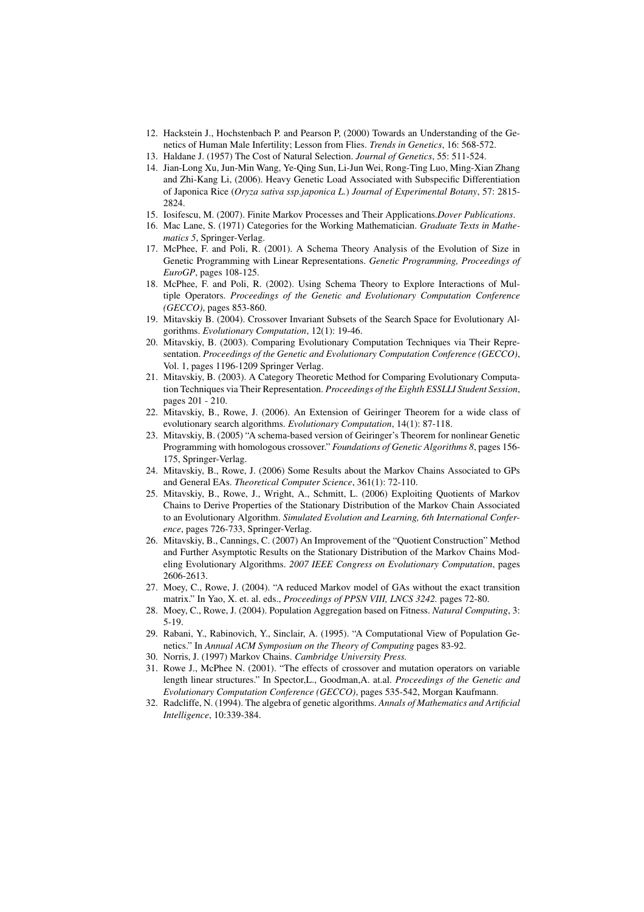12. Hackstein J., Hochstenbach P. and Pearson P, (2000) Towards an Understanding of the Genetics of Human Male Infertility; Lesson from Flies. *Trends in Genetics*, 16: 568-572.
13. Haldane J. (1957) The Cost of Natural Selection. *Journal of Genetics*, 55: 511-524.
14. Jian-Long Xu, Jun-Min Wang, Ye-Qing Sun, Li-Jun Wei, Rong-Ting Luo, Ming-Xian Zhang and Zhi-Kang Li, (2006). Heavy Genetic Load Associated with Subspecific Differentiation of Japonica Rice (*Oryza sativa ssp.japonica L.*) *Journal of Experimental Botany*, 57: 2815-2824.
15. Iosifescu, M. (2007). Finite Markov Processes and Their Applications.*Dover Publications*.
16. Mac Lane, S. (1971) Categories for the Working Mathematician. *Graduate Texts in Mathematics 5*, Springer-Verlag.
17. McPhee, F. and Poli, R. (2001). A Schema Theory Analysis of the Evolution of Size in Genetic Programming with Linear Representations. *Genetic Programming, Proceedings of EuroGP*, pages 108-125.
18. McPhee, F. and Poli, R. (2002). Using Schema Theory to Explore Interactions of Multiple Operators. *Proceedings of the Genetic and Evolutionary Computation Conference (GECCO)*, pages 853-860.
19. Mitavskiy B. (2004). Crossover Invariant Subsets of the Search Space for Evolutionary Algorithms. *Evolutionary Computation*, 12(1): 19-46.
20. Mitavskiy, B. (2003). Comparing Evolutionary Computation Techniques via Their Representation. *Proceedings of the Genetic and Evolutionary Computation Conference (GECCO)*, Vol. 1, pages 1196-1209 Springer Verlag.
21. Mitavskiy, B. (2003). A Category Theoretic Method for Comparing Evolutionary Computation Techniques via Their Representation. *Proceedings of the Eighth ESSLLI Student Session*, pages 201 - 210.
22. Mitavskiy, B., Rowe, J. (2006). An Extension of Geiringer Theorem for a wide class of evolutionary search algorithms. *Evolutionary Computation*, 14(1): 87-118.
23. Mitavskiy, B. (2005) "A schema-based version of Geiringer's Theorem for nonlinear Genetic Programming with homologous crossover." *Foundations of Genetic Algorithms 8*, pages 156-175, Springer-Verlag.
24. Mitavskiy, B., Rowe, J. (2006) Some Results about the Markov Chains Associated to GPs and General EAs. *Theoretical Computer Science*, 361(1): 72-110.
25. Mitavskiy, B., Rowe, J., Wright, A., Schmitt, L. (2006) Exploiting Quotients of Markov Chains to Derive Properties of the Stationary Distribution of the Markov Chain Associated to an Evolutionary Algorithm. *Simulated Evolution and Learning, 6th International Conference*, pages 726-733, Springer-Verlag.
26. Mitavskiy, B., Cannings, C. (2007) An Improvement of the "Quotient Construction" Method and Further Asymptotic Results on the Stationary Distribution of the Markov Chains Modeling Evolutionary Algorithms. *2007 IEEE Congress on Evolutionary Computation*, pages 2606-2613.
27. Moey, C., Rowe, J. (2004). "A reduced Markov model of GAs without the exact transition matrix." In Yao, X. et. al. eds., *Proceedings of PPSN VIII, LNCS 3242.* pages 72-80.
28. Moey, C., Rowe, J. (2004). Population Aggregation based on Fitness. *Natural Computing*, 3: 5-19.
29. Rabani, Y., Rabinovich, Y., Sinclair, A. (1995). "A Computational View of Population Genetics." In *Annual ACM Symposium on the Theory of Computing* pages 83-92.
30. Norris, J. (1997) Markov Chains. *Cambridge University Press.*
31. Rowe J., McPhee N. (2001). "The effects of crossover and mutation operators on variable length linear structures." In Spector,L., Goodman,A. at.al. *Proceedings of the Genetic and Evolutionary Computation Conference (GECCO)*, pages 535-542, Morgan Kaufmann.
32. Radcliffe, N. (1994). The algebra of genetic algorithms. *Annals of Mathematics and Artificial Intelligence*, 10:339-384.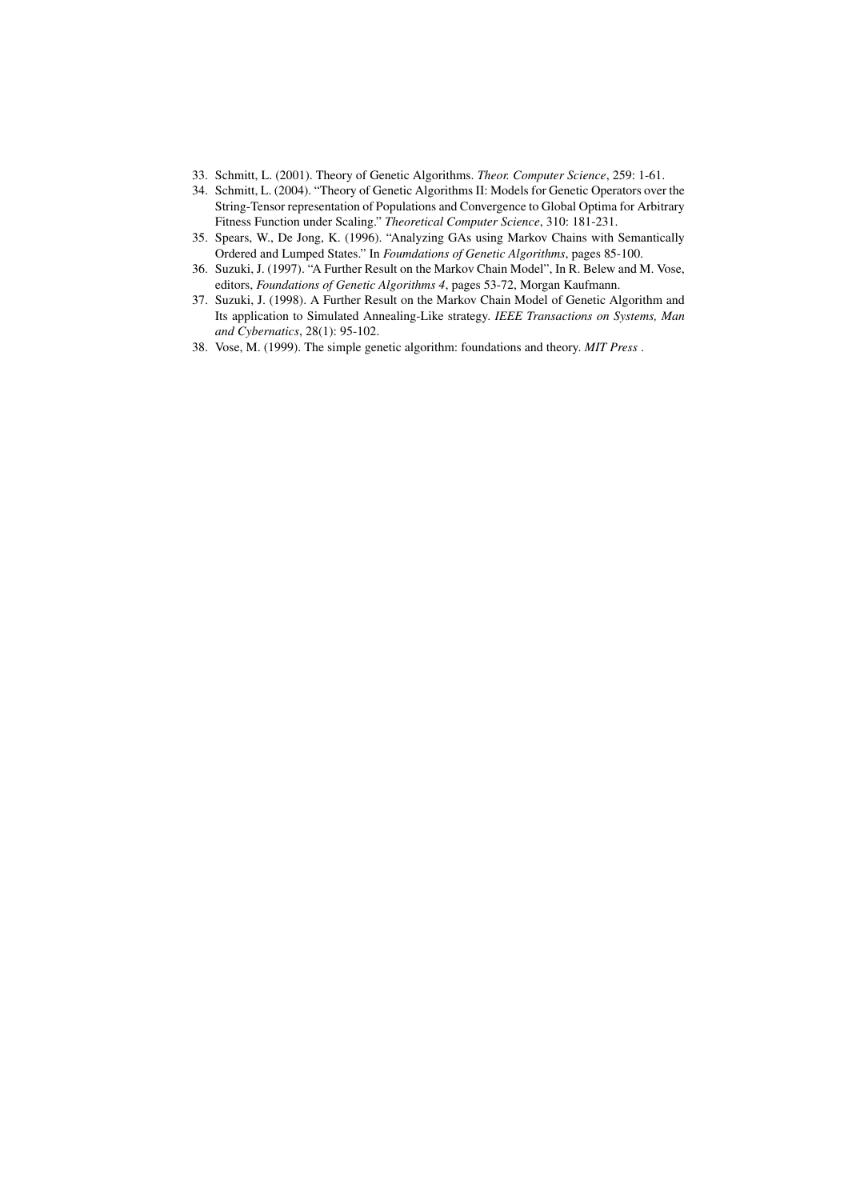33. Schmitt, L. (2001). Theory of Genetic Algorithms. *Theor. Computer Science*, 259: 1-61.
34. Schmitt, L. (2004). "Theory of Genetic Algorithms II: Models for Genetic Operators over the String-Tensor representation of Populations and Convergence to Global Optima for Arbitrary Fitness Function under Scaling." *Theoretical Computer Science*, 310: 181-231.
35. Spears, W., De Jong, K. (1996). "Analyzing GAs using Markov Chains with Semantically Ordered and Lumped States." In *Foumdations of Genetic Algorithms*, pages 85-100.
36. Suzuki, J. (1997). "A Further Result on the Markov Chain Model", In R. Belew and M. Vose, editors, *Foundations of Genetic Algorithms 4*, pages 53-72, Morgan Kaufmann.
37. Suzuki, J. (1998). A Further Result on the Markov Chain Model of Genetic Algorithm and Its application to Simulated Annealing-Like strategy. *IEEE Transactions on Systems, Man and Cybernatics*, 28(1): 95-102.
38. Vose, M. (1999). The simple genetic algorithm: foundations and theory. *MIT Press* .